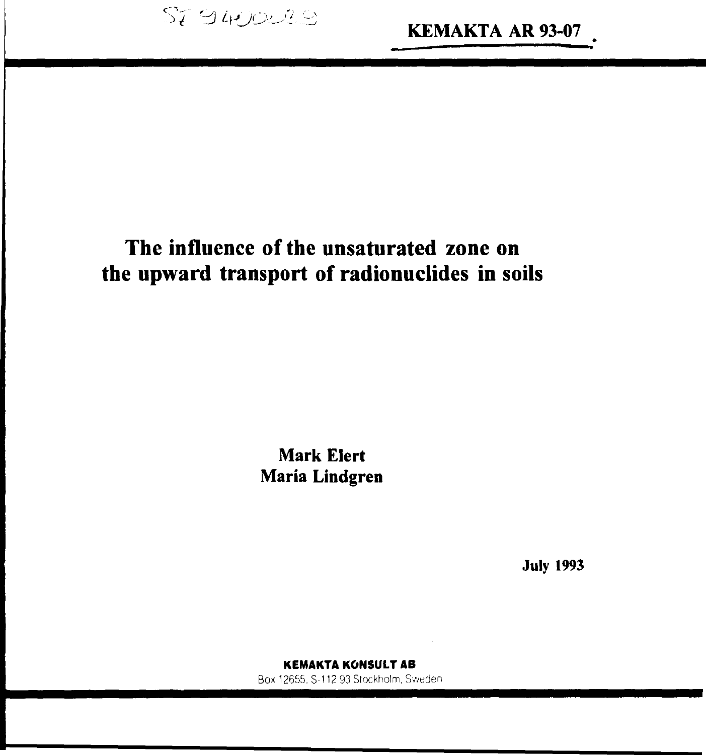ST 9400029

**KEMAKTA AR 93-07**

# The influence of the unsaturated zone on the upward transport of radionuclides in soils

**Mark Elert**
**Maria Lindgren**

**July 1993**

**KEMAKTA KONSULT AB**
Box 12655, S-112 93 Stockholm, Sweden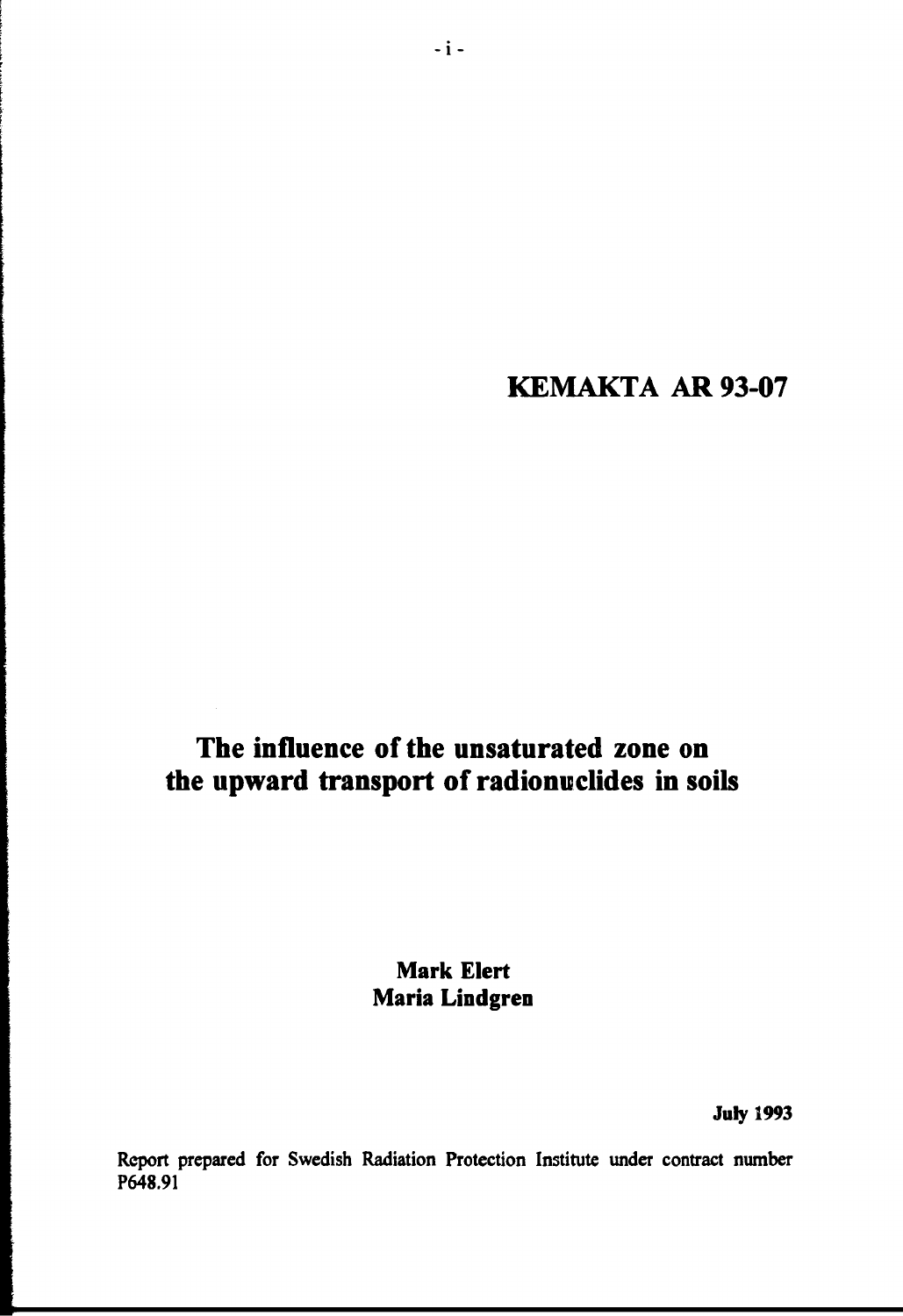# KEMAKTA AR 93-07

# The influence of the unsaturated zone on the upward transport of radionuclides in soils

**Mark Elert**
**Maria Lindgren**

**July 1993**

Report prepared for Swedish Radiation Protection Institute under contract number P648.91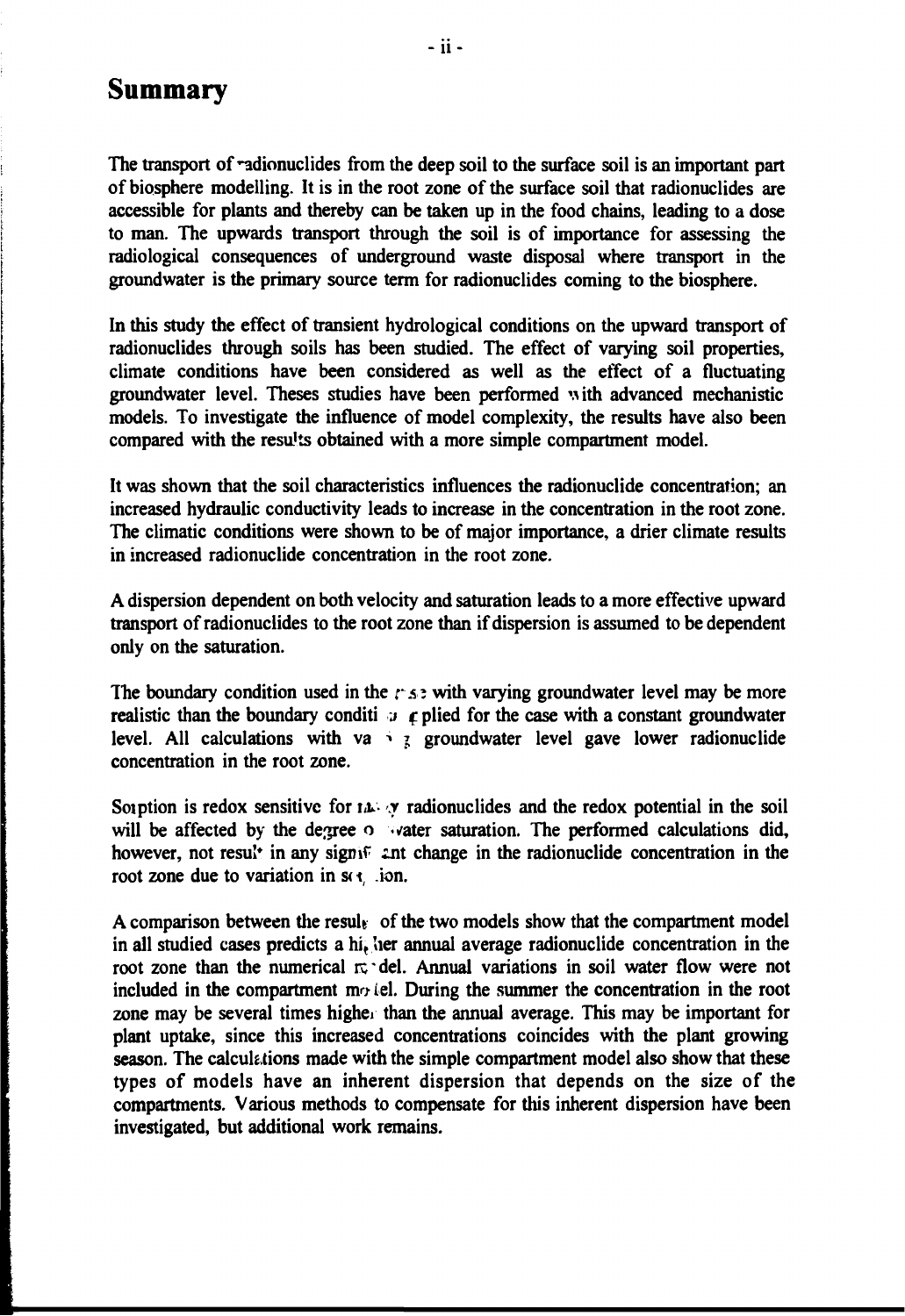# Summary

The transport of radionuclides from the deep soil to the surface soil is an important part of biosphere modelling. It is in the root zone of the surface soil that radionuclides are accessible for plants and thereby can be taken up in the food chains, leading to a dose to man. The upwards transport through the soil is of importance for assessing the radiological consequences of underground waste disposal where transport in the groundwater is the primary source term for radionuclides coming to the biosphere.

In this study the effect of transient hydrological conditions on the upward transport of radionuclides through soils has been studied. The effect of varying soil properties, climate conditions have been considered as well as the effect of a fluctuating groundwater level. Theses studies have been performed with advanced mechanistic models. To investigate the influence of model complexity, the results have also been compared with the results obtained with a more simple compartment model.

It was shown that the soil characteristics influences the radionuclide concentration; an increased hydraulic conductivity leads to increase in the concentration in the root zone. The climatic conditions were shown to be of major importance, a drier climate results in increased radionuclide concentration in the root zone.

A dispersion dependent on both velocity and saturation leads to a more effective upward transport of radionuclides to the root zone than if dispersion is assumed to be dependent only on the saturation.

The boundary condition used in the case with varying groundwater level may be more realistic than the boundary condition applied for the case with a constant groundwater level. All calculations with varying groundwater level gave lower radionuclide concentration in the root zone.

Sorption is redox sensitive for many radionuclides and the redox potential in the soil will be affected by the degree of water saturation. The performed calculations did, however, not result in any significant change in the radionuclide concentration in the root zone due to variation in sorption.

A comparison between the results of the two models show that the compartment model in all studied cases predicts a higher annual average radionuclide concentration in the root zone than the numerical model. Annual variations in soil water flow were not included in the compartment model. During the summer the concentration in the root zone may be several times higher than the annual average. This may be important for plant uptake, since this increased concentrations coincides with the plant growing season. The calculations made with the simple compartment model also show that these types of models have an inherent dispersion that depends on the size of the compartments. Various methods to compensate for this inherent dispersion have been investigated, but additional work remains.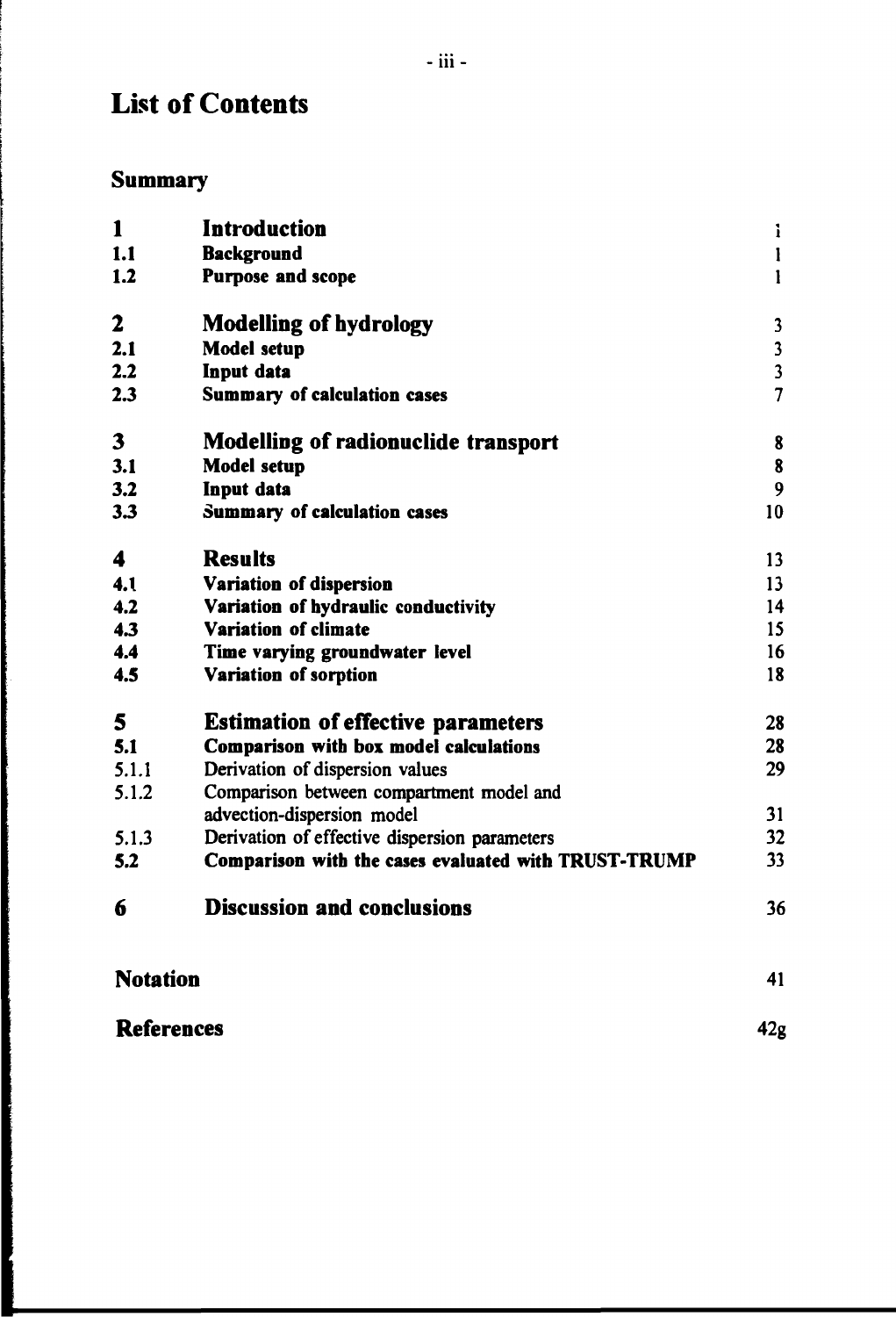# List of Contents

## Summary

| | | |
|---|---|---|
| **1** | **Introduction** | 1 |
| **1.1** | **Background** | 1 |
| **1.2** | **Purpose and scope** | 1 |
| **2** | **Modelling of hydrology** | 3 |
| **2.1** | **Model setup** | 3 |
| **2.2** | **Input data** | 3 |
| **2.3** | **Summary of calculation cases** | 7 |
| **3** | **Modelling of radionuclide transport** | 8 |
| **3.1** | **Model setup** | 8 |
| **3.2** | **Input data** | 9 |
| **3.3** | **Summary of calculation cases** | 10 |
| **4** | **Results** | 13 |
| **4.1** | **Variation of dispersion** | 13 |
| **4.2** | **Variation of hydraulic conductivity** | 14 |
| **4.3** | **Variation of climate** | 15 |
| **4.4** | **Time varying groundwater level** | 16 |
| **4.5** | **Variation of sorption** | 18 |
| **5** | **Estimation of effective parameters** | 28 |
| **5.1** | **Comparison with box model calculations** | 28 |
| 5.1.1 | Derivation of dispersion values | 29 |
| 5.1.2 | Comparison between compartment model and advection-dispersion model | 31 |
| 5.1.3 | Derivation of effective dispersion parameters | 32 |
| **5.2** | **Comparison with the cases evaluated with TRUST-TRUMP** | 33 |
| **6** | **Discussion and conclusions** | 36 |
| **Notation** | | 41 |
| **References** | | 42g |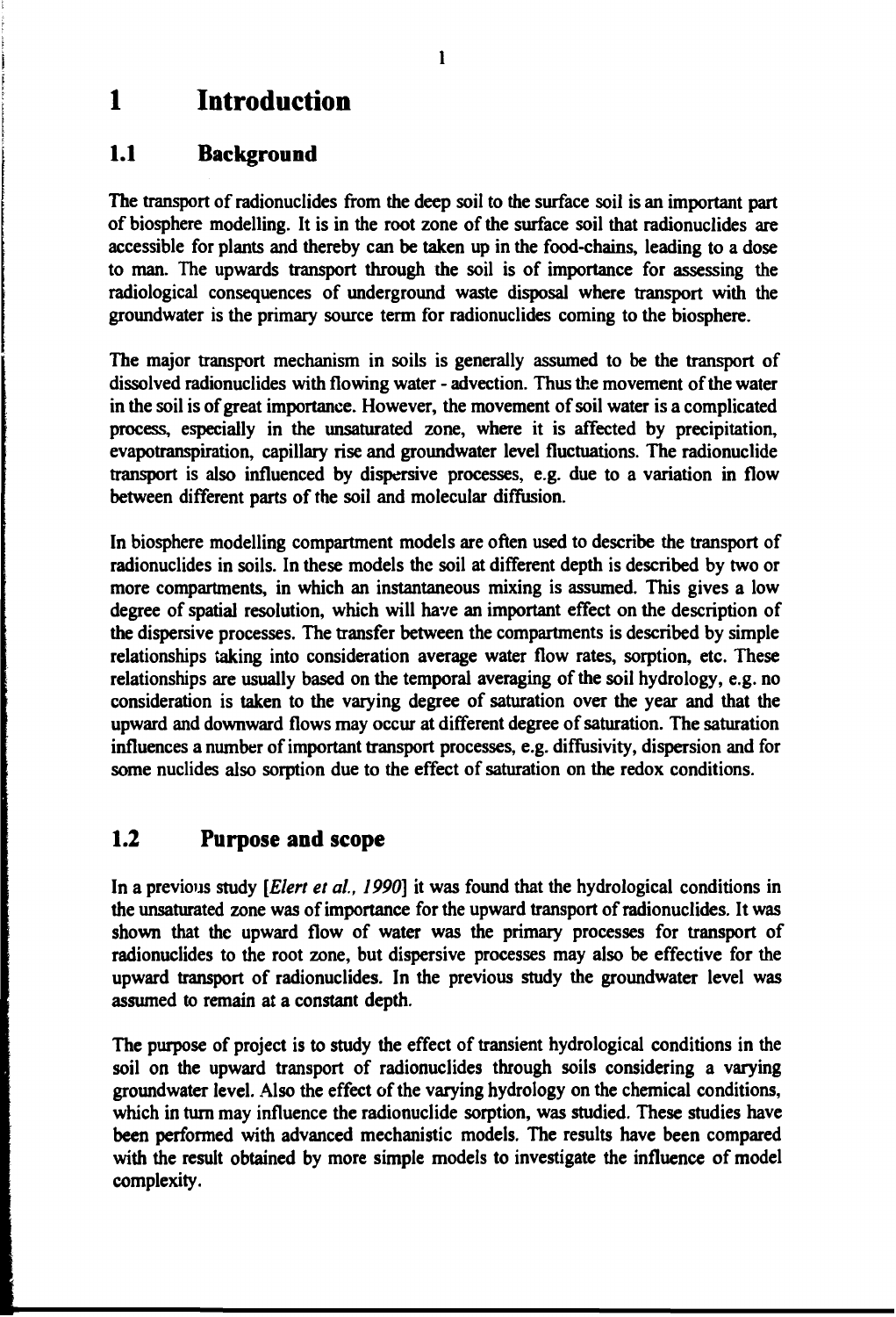# 1 Introduction

## 1.1 Background

The transport of radionuclides from the deep soil to the surface soil is an important part of biosphere modelling. It is in the root zone of the surface soil that radionuclides are accessible for plants and thereby can be taken up in the food-chains, leading to a dose to man. The upwards transport through the soil is of importance for assessing the radiological consequences of underground waste disposal where transport with the groundwater is the primary source term for radionuclides coming to the biosphere.

The major transport mechanism in soils is generally assumed to be the transport of dissolved radionuclides with flowing water - advection. Thus the movement of the water in the soil is of great importance. However, the movement of soil water is a complicated process, especially in the unsaturated zone, where it is affected by precipitation, evapotranspiration, capillary rise and groundwater level fluctuations. The radionuclide transport is also influenced by dispersive processes, e.g. due to a variation in flow between different parts of the soil and molecular diffusion.

In biosphere modelling compartment models are often used to describe the transport of radionuclides in soils. In these models the soil at different depth is described by two or more compartments, in which an instantaneous mixing is assumed. This gives a low degree of spatial resolution, which will have an important effect on the description of the dispersive processes. The transfer between the compartments is described by simple relationships taking into consideration average water flow rates, sorption, etc. These relationships are usually based on the temporal averaging of the soil hydrology, e.g. no consideration is taken to the varying degree of saturation over the year and that the upward and downward flows may occur at different degree of saturation. The saturation influences a number of important transport processes, e.g. diffusivity, dispersion and for some nuclides also sorption due to the effect of saturation on the redox conditions.

## 1.2 Purpose and scope

In a previous study [*Elert et al., 1990*] it was found that the hydrological conditions in the unsaturated zone was of importance for the upward transport of radionuclides. It was shown that the upward flow of water was the primary processes for transport of radionuclides to the root zone, but dispersive processes may also be effective for the upward transport of radionuclides. In the previous study the groundwater level was assumed to remain at a constant depth.

The purpose of project is to study the effect of transient hydrological conditions in the soil on the upward transport of radionuclides through soils considering a varying groundwater level. Also the effect of the varying hydrology on the chemical conditions, which in turn may influence the radionuclide sorption, was studied. These studies have been performed with advanced mechanistic models. The results have been compared with the result obtained by more simple models to investigate the influence of model complexity.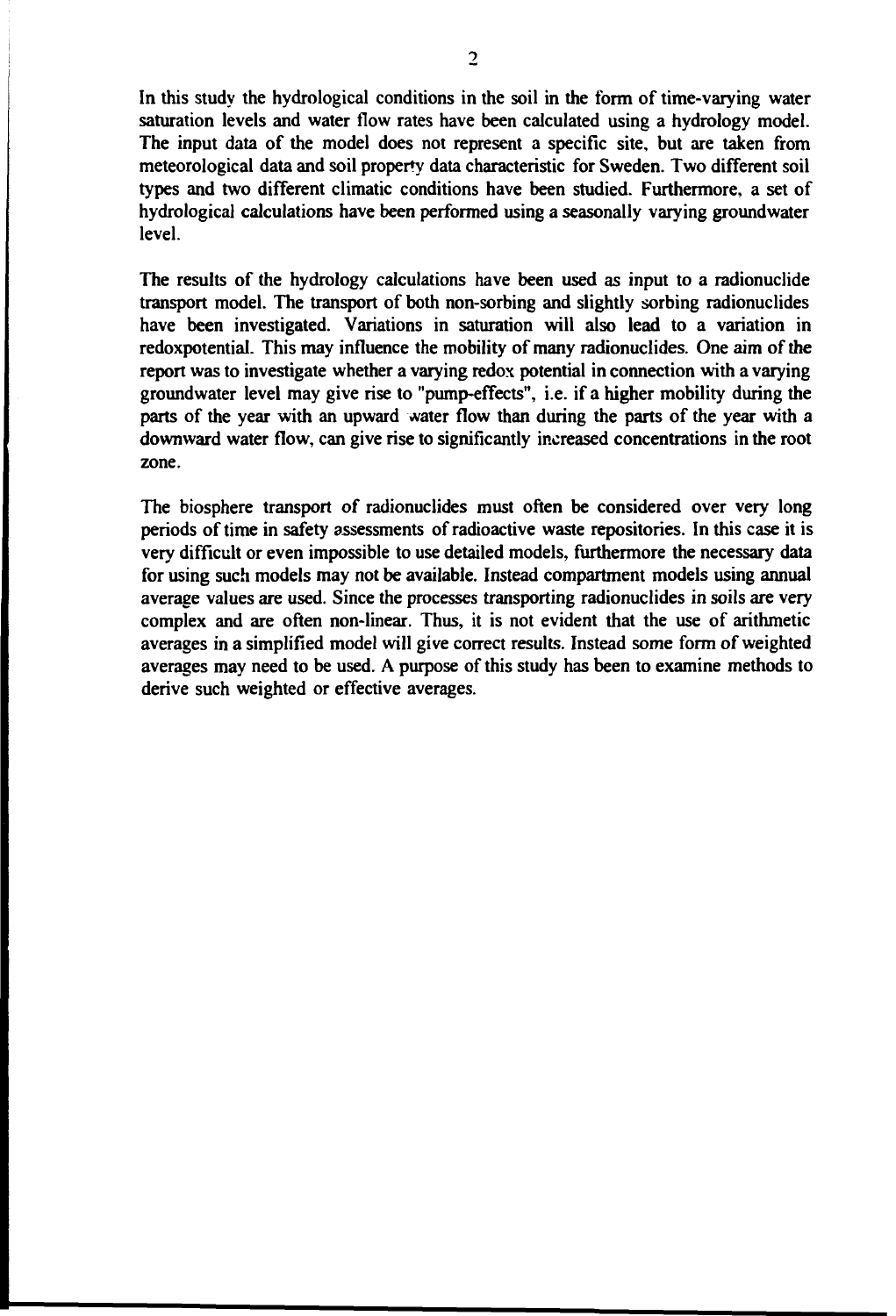In this study the hydrological conditions in the soil in the form of time-varying water saturation levels and water flow rates have been calculated using a hydrology model. The input data of the model does not represent a specific site, but are taken from meteorological data and soil property data characteristic for Sweden. Two different soil types and two different climatic conditions have been studied. Furthermore, a set of hydrological calculations have been performed using a seasonally varying groundwater level.

The results of the hydrology calculations have been used as input to a radionuclide transport model. The transport of both non-sorbing and slightly sorbing radionuclides have been investigated. Variations in saturation will also lead to a variation in redoxpotential. This may influence the mobility of many radionuclides. One aim of the report was to investigate whether a varying redox potential in connection with a varying groundwater level may give rise to "pump-effects", i.e. if a higher mobility during the parts of the year with an upward water flow than during the parts of the year with a downward water flow, can give rise to significantly increased concentrations in the root zone.

The biosphere transport of radionuclides must often be considered over very long periods of time in safety assessments of radioactive waste repositories. In this case it is very difficult or even impossible to use detailed models, furthermore the necessary data for using such models may not be available. Instead compartment models using annual average values are used. Since the processes transporting radionuclides in soils are very complex and are often non-linear. Thus, it is not evident that the use of arithmetic averages in a simplified model will give correct results. Instead some form of weighted averages may need to be used. A purpose of this study has been to examine methods to derive such weighted or effective averages.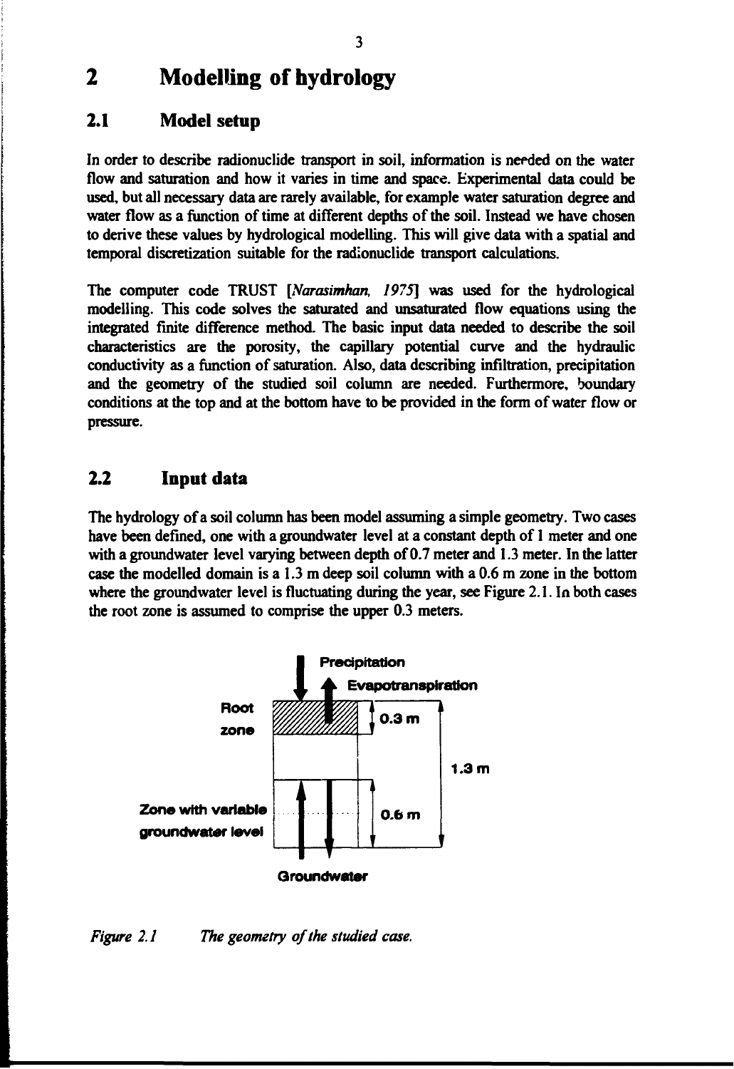# 2 Modelling of hydrology

## 2.1 Model setup

In order to describe radionuclide transport in soil, information is needed on the water flow and saturation and how it varies in time and space. Experimental data could be used, but all necessary data are rarely available, for example water saturation degree and water flow as a function of time at different depths of the soil. Instead we have chosen to derive these values by hydrological modelling. This will give data with a spatial and temporal discretization suitable for the radionuclide transport calculations.

The computer code TRUST [*Narasimhan, 1975*] was used for the hydrological modelling. This code solves the saturated and unsaturated flow equations using the integrated finite difference method. The basic input data needed to describe the soil characteristics are the porosity, the capillary potential curve and the hydraulic conductivity as a function of saturation. Also, data describing infiltration, precipitation and the geometry of the studied soil column are needed. Furthermore, boundary conditions at the top and at the bottom have to be provided in the form of water flow or pressure.

## 2.2 Input data

The hydrology of a soil column has been model assuming a simple geometry. Two cases have been defined, one with a groundwater level at a constant depth of 1 meter and one with a groundwater level varying between depth of 0.7 meter and 1.3 meter. In the latter case the modelled domain is a 1.3 m deep soil column with a 0.6 m zone in the bottom where the groundwater level is fluctuating during the year, see Figure 2.1. In both cases the root zone is assumed to comprise the upper 0.3 meters.

Precipitation

Evapotranspiration

Root zone

0.3 m

1.3 m

Zone with variable groundwater level

0.6 m

Groundwater

*Figure 2.1 The geometry of the studied case.*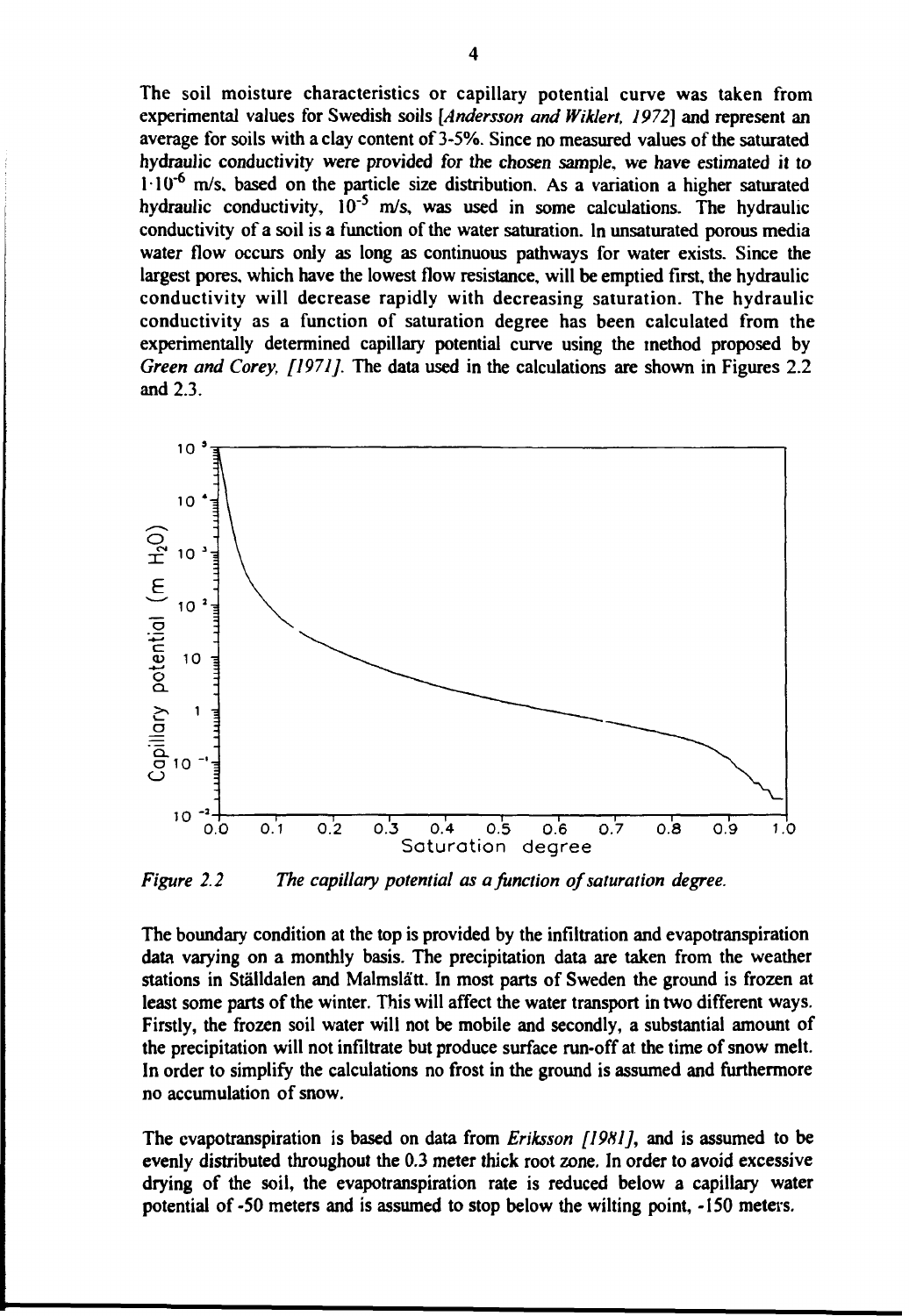The soil moisture characteristics or capillary potential curve was taken from experimental values for Swedish soils [*Andersson and Wiklert, 1972*] and represent an average for soils with a clay content of 3-5%. Since no measured values of the saturated hydraulic conductivity were provided for the chosen sample, we have estimated it to $1 \cdot 10^{-6}$ m/s, based on the particle size distribution. As a variation a higher saturated hydraulic conductivity, $10^{-5}$ m/s, was used in some calculations. The hydraulic conductivity of a soil is a function of the water saturation. In unsaturated porous media water flow occurs only as long as continuous pathways for water exists. Since the largest pores, which have the lowest flow resistance, will be emptied first, the hydraulic conductivity will decrease rapidly with decreasing saturation. The hydraulic conductivity as a function of saturation degree has been calculated from the experimentally determined capillary potential curve using the method proposed by *Green and Corey, [1971]*. The data used in the calculations are shown in Figures 2.2 and 2.3.

*Figure 2.2 The capillary potential as a function of saturation degree.*

The boundary condition at the top is provided by the infiltration and evapotranspiration data varying on a monthly basis. The precipitation data are taken from the weather stations in Ställdalen and Malmslätt. In most parts of Sweden the ground is frozen at least some parts of the winter. This will affect the water transport in two different ways. Firstly, the frozen soil water will not be mobile and secondly, a substantial amount of the precipitation will not infiltrate but produce surface run-off at the time of snow melt. In order to simplify the calculations no frost in the ground is assumed and furthermore no accumulation of snow.

The evapotranspiration is based on data from *Eriksson [1981]*, and is assumed to be evenly distributed throughout the 0.3 meter thick root zone. In order to avoid excessive drying of the soil, the evapotranspiration rate is reduced below a capillary water potential of -50 meters and is assumed to stop below the wilting point, -150 meters.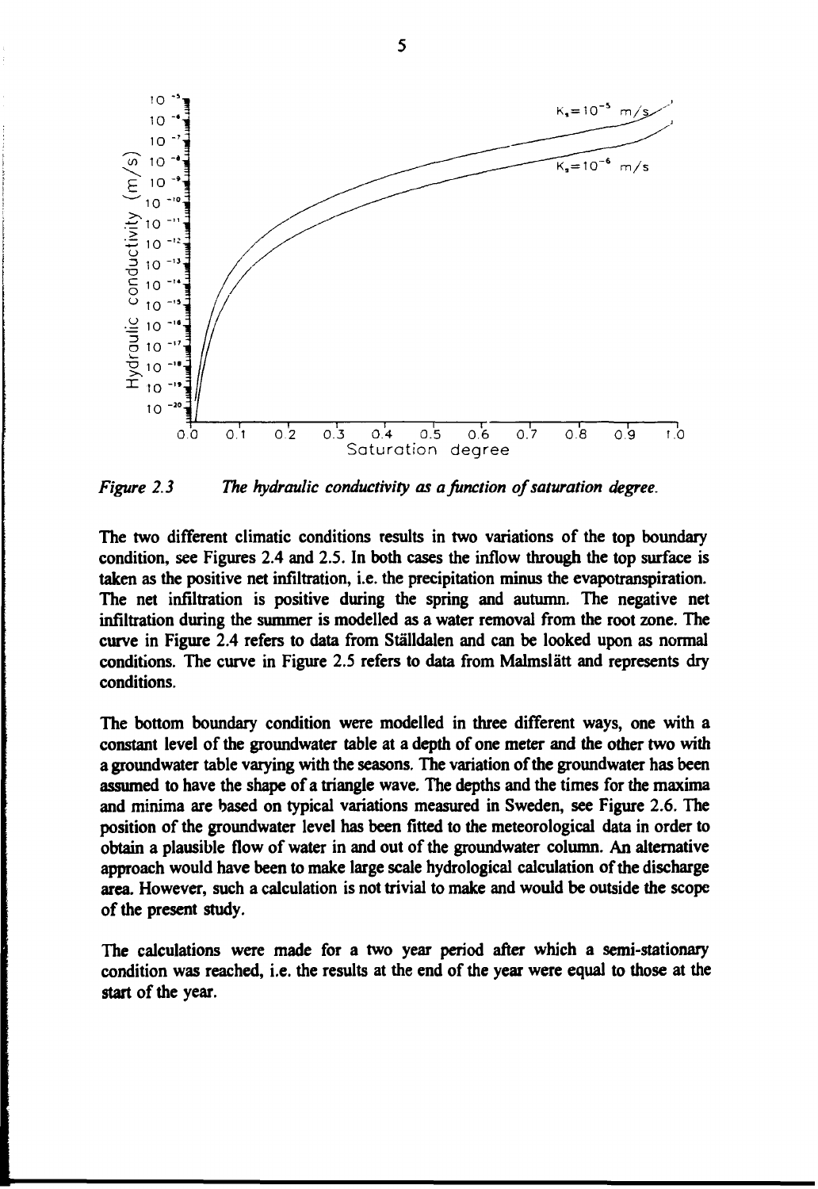*Figure 2.3    The hydraulic conductivity as a function of saturation degree.*

The two different climatic conditions results in two variations of the top boundary condition, see Figures 2.4 and 2.5. In both cases the inflow through the top surface is taken as the positive net infiltration, i.e. the precipitation minus the evapotranspiration. The net infiltration is positive during the spring and autumn. The negative net infiltration during the summer is modelled as a water removal from the root zone. The curve in Figure 2.4 refers to data from Ställdalen and can be looked upon as normal conditions. The curve in Figure 2.5 refers to data from Malmslätt and represents dry conditions.

The bottom boundary condition were modelled in three different ways, one with a constant level of the groundwater table at a depth of one meter and the other two with a groundwater table varying with the seasons. The variation of the groundwater has been assumed to have the shape of a triangle wave. The depths and the times for the maxima and minima are based on typical variations measured in Sweden, see Figure 2.6. The position of the groundwater level has been fitted to the meteorological data in order to obtain a plausible flow of water in and out of the groundwater column. An alternative approach would have been to make large scale hydrological calculation of the discharge area. However, such a calculation is not trivial to make and would be outside the scope of the present study.

The calculations were made for a two year period after which a semi-stationary condition was reached, i.e. the results at the end of the year were equal to those at the start of the year.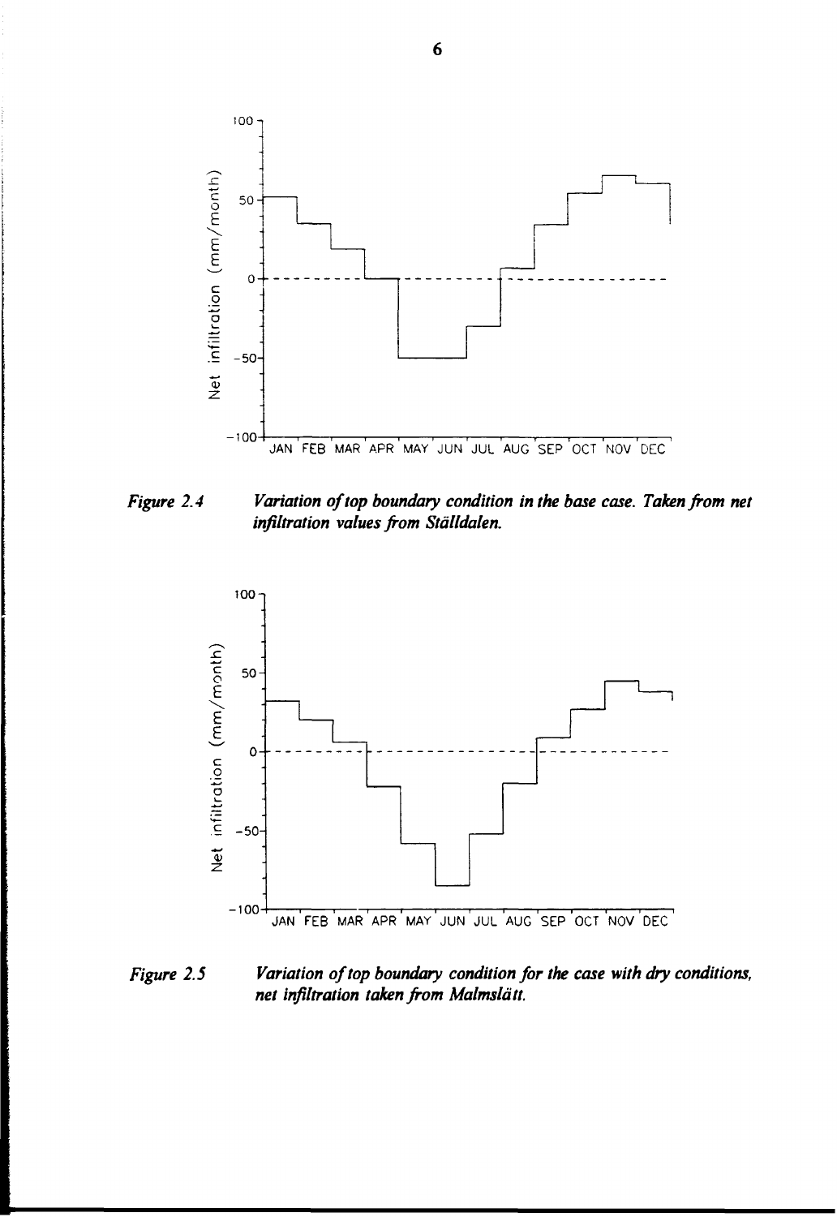*Figure 2.4* *Variation of top boundary condition in the base case. Taken from net infiltration values from Stålldalen.*

*Figure 2.5* *Variation of top boundary condition for the case with dry conditions, net infiltration taken from Malmslätt.*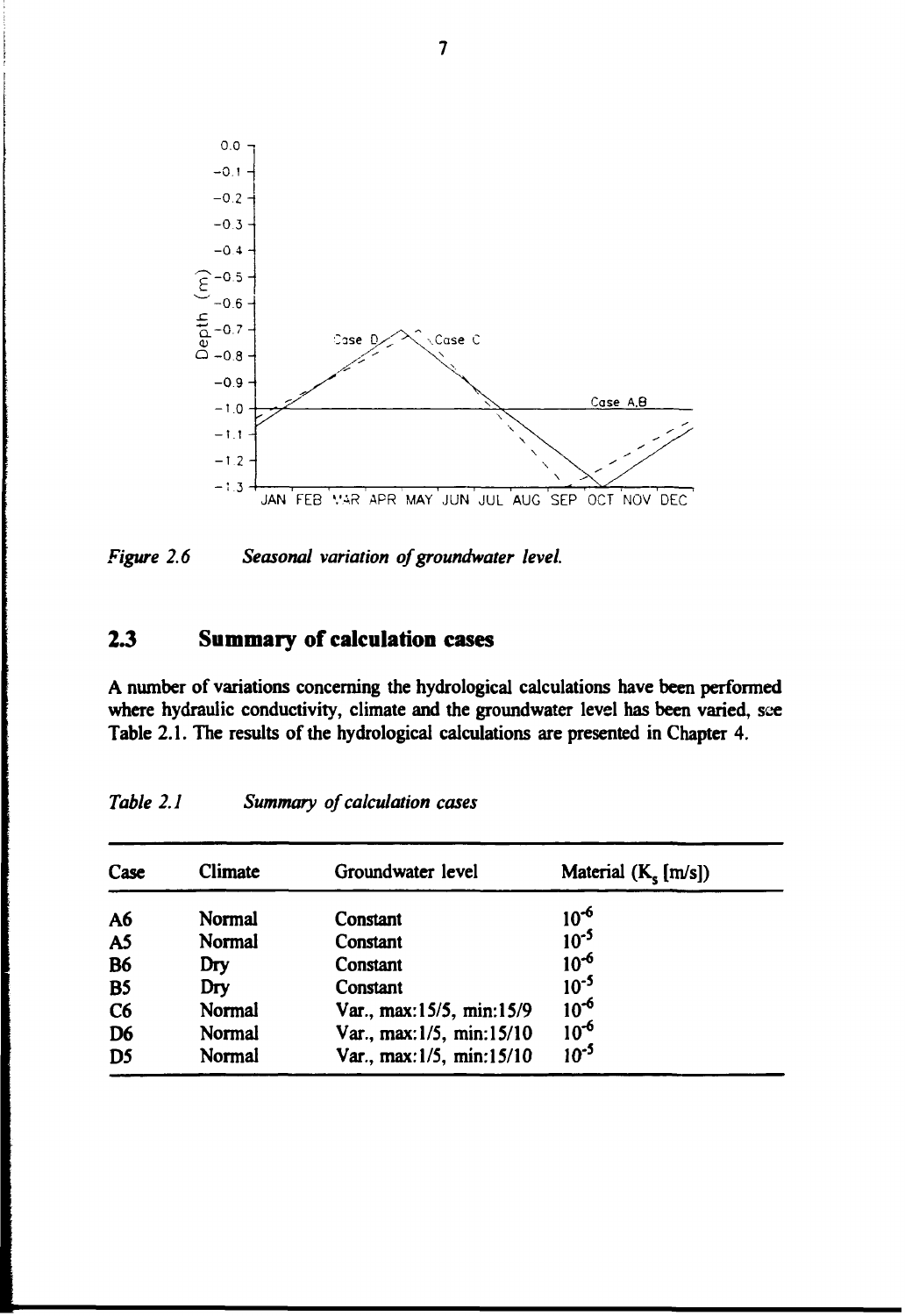*Figure 2.6 Seasonal variation of groundwater level.*

## 2.3 Summary of calculation cases

A number of variations concerning the hydrological calculations have been performed where hydraulic conductivity, climate and the groundwater level has been varied, see Table 2.1. The results of the hydrological calculations are presented in Chapter 4.

*Table 2.1 Summary of calculation cases*

| Case | Climate | Groundwater level | Material ($K_s$ [m/s]) |
|---|---|---|---|
| A6 | Normal | Constant | $10^{-6}$ |
| A5 | Normal | Constant | $10^{-5}$ |
| B6 | Dry | Constant | $10^{-6}$ |
| B5 | Dry | Constant | $10^{-5}$ |
| C6 | Normal | Var., max:15/5, min:15/9 | $10^{-6}$ |
| D6 | Normal | Var., max:1/5, min:15/10 | $10^{-6}$ |
| D5 | Normal | Var., max:1/5, min:15/10 | $10^{-5}$ |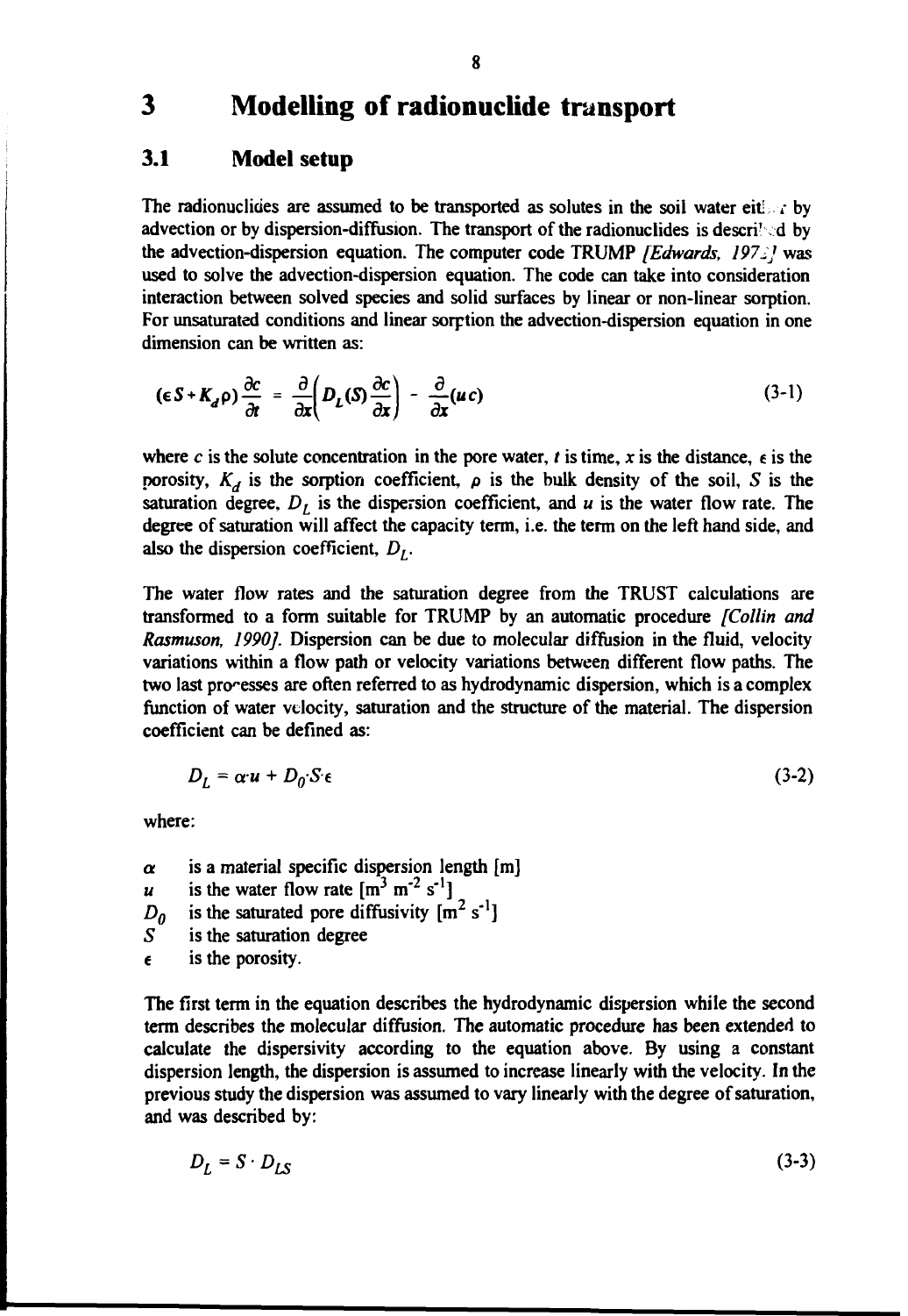# 3 Modelling of radionuclide transport

## 3.1 Model setup

The radionuclides are assumed to be transported as solutes in the soil water either by advection or by dispersion-diffusion. The transport of the radionuclides is described by the advection-dispersion equation. The computer code TRUMP *[Edwards, 1972]* was used to solve the advection-dispersion equation. The code can take into consideration interaction between solved species and solid surfaces by linear or non-linear sorption. For unsaturated conditions and linear sorption the advection-dispersion equation in one dimension can be written as:

$$(\epsilon S + K_d \rho)\frac{\partial c}{\partial t} = \frac{\partial}{\partial x}\left(D_L(S)\frac{\partial c}{\partial x}\right) - \frac{\partial}{\partial x}(uc) \tag{3-1}$$

where $c$ is the solute concentration in the pore water, $t$ is time, $x$ is the distance, $\epsilon$ is the porosity, $K_d$ is the sorption coefficient, $\rho$ is the bulk density of the soil, $S$ is the saturation degree, $D_L$ is the dispersion coefficient, and $u$ is the water flow rate. The degree of saturation will affect the capacity term, i.e. the term on the left hand side, and also the dispersion coefficient, $D_L$.

The water flow rates and the saturation degree from the TRUST calculations are transformed to a form suitable for TRUMP by an automatic procedure *[Collin and Rasmuson, 1990]*. Dispersion can be due to molecular diffusion in the fluid, velocity variations within a flow path or velocity variations between different flow paths. The two last processes are often referred to as hydrodynamic dispersion, which is a complex function of water velocity, saturation and the structure of the material. The dispersion coefficient can be defined as:

$$D_L = \alpha \cdot u + D_0 \cdot S \cdot \epsilon \tag{3-2}$$

where:

- $\alpha$ is a material specific dispersion length [m]
- $u$ is the water flow rate [$m^3\ m^{-2}\ s^{-1}$]
- $D_0$ is the saturated pore diffusivity [$m^2\ s^{-1}$]
- $S$ is the saturation degree
- $\epsilon$ is the porosity.

The first term in the equation describes the hydrodynamic dispersion while the second term describes the molecular diffusion. The automatic procedure has been extended to calculate the dispersivity according to the equation above. By using a constant dispersion length, the dispersion is assumed to increase linearly with the velocity. In the previous study the dispersion was assumed to vary linearly with the degree of saturation, and was described by:

$$D_L = S \cdot D_{LS} \tag{3-3}$$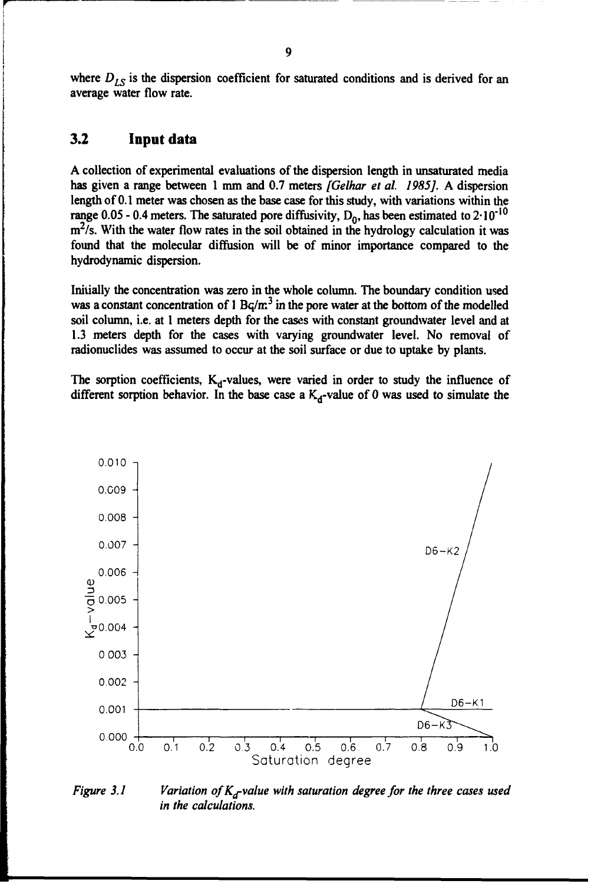where $D_{LS}$ is the dispersion coefficient for saturated conditions and is derived for an average water flow rate.

## 3.2 Input data

A collection of experimental evaluations of the dispersion length in unsaturated media has given a range between 1 mm and 0.7 meters *[Gelhar et al. 1985]*. A dispersion length of 0.1 meter was chosen as the base case for this study, with variations within the range 0.05 - 0.4 meters. The saturated pore diffusivity, $D_0$, has been estimated to $2 \cdot 10^{-10}$ $m^2/s$. With the water flow rates in the soil obtained in the hydrology calculation it was found that the molecular diffusion will be of minor importance compared to the hydrodynamic dispersion.

Initially the concentration was zero in the whole column. The boundary condition used was a constant concentration of 1 $Bq/m^3$ in the pore water at the bottom of the modelled soil column, i.e. at 1 meters depth for the cases with constant groundwater level and at 1.3 meters depth for the cases with varying groundwater level. No removal of radionuclides was assumed to occur at the soil surface or due to uptake by plants.

The sorption coefficients, $K_d$-values, were varied in order to study the influence of different sorption behavior. In the base case a $K_d$-value of 0 was used to simulate the

*Figure 3.1 Variation of $K_d$-value with saturation degree for the three cases used in the calculations.*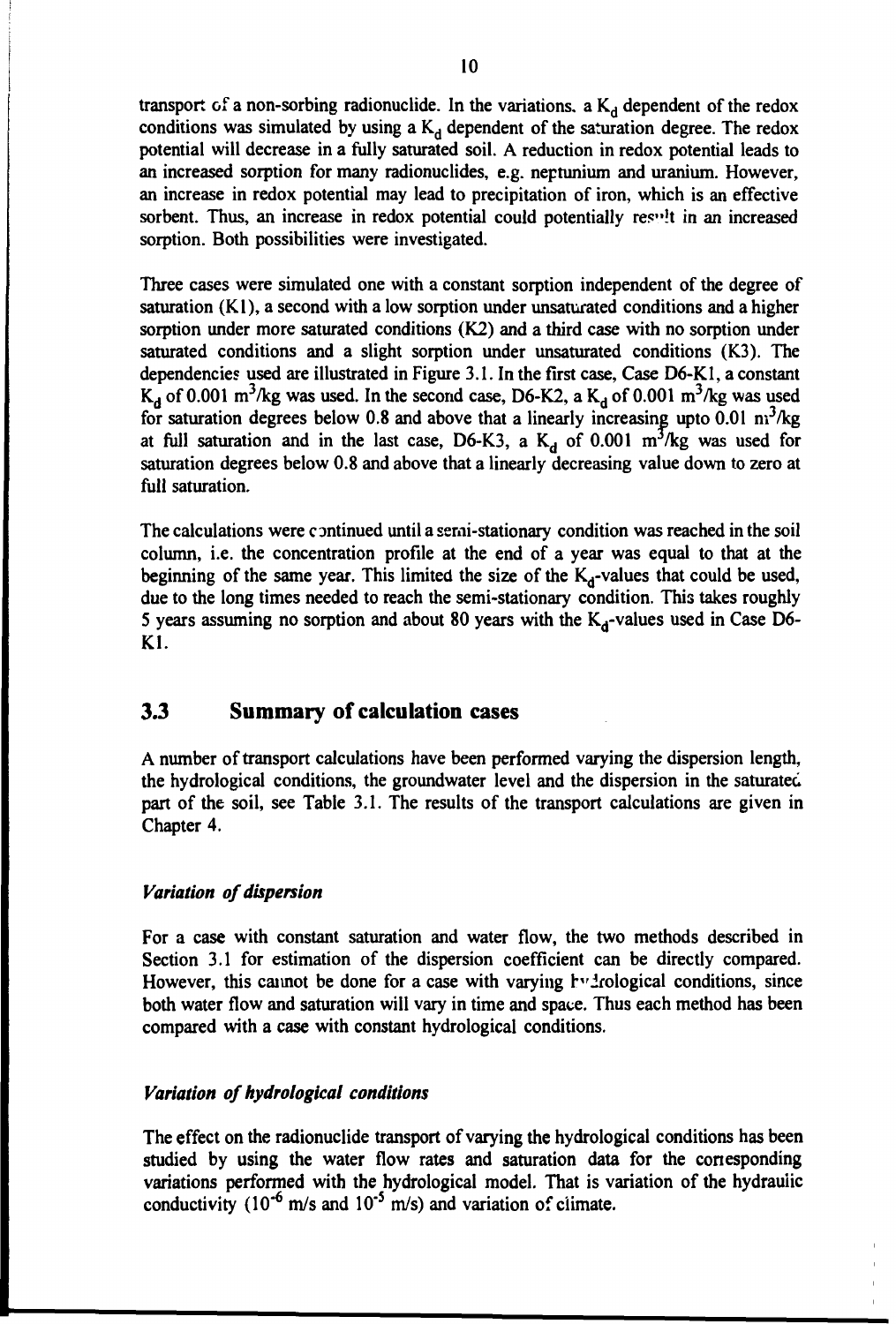transport of a non-sorbing radionuclide. In the variations, a $K_d$ dependent of the redox conditions was simulated by using a $K_d$ dependent of the saturation degree. The redox potential will decrease in a fully saturated soil. A reduction in redox potential leads to an increased sorption for many radionuclides, e.g. neptunium and uranium. However, an increase in redox potential may lead to precipitation of iron, which is an effective sorbent. Thus, an increase in redox potential could potentially result in an increased sorption. Both possibilities were investigated.

Three cases were simulated one with a constant sorption independent of the degree of saturation (K1), a second with a low sorption under unsaturated conditions and a higher sorption under more saturated conditions (K2) and a third case with no sorption under saturated conditions and a slight sorption under unsaturated conditions (K3). The dependencies used are illustrated in Figure 3.1. In the first case, Case D6-K1, a constant $K_d$ of 0.001 $m^3/kg$ was used. In the second case, D6-K2, a $K_d$ of 0.001 $m^3/kg$ was used for saturation degrees below 0.8 and above that a linearly increasing upto 0.01 $m^3/kg$ at full saturation and in the last case, D6-K3, a $K_d$ of 0.001 $m^3/kg$ was used for saturation degrees below 0.8 and above that a linearly decreasing value down to zero at full saturation.

The calculations were continued until a semi-stationary condition was reached in the soil column, i.e. the concentration profile at the end of a year was equal to that at the beginning of the same year. This limited the size of the $K_d$-values that could be used, due to the long times needed to reach the semi-stationary condition. This takes roughly 5 years assuming no sorption and about 80 years with the $K_d$-values used in Case D6-K1.

## 3.3 Summary of calculation cases

A number of transport calculations have been performed varying the dispersion length, the hydrological conditions, the groundwater level and the dispersion in the saturated part of the soil, see Table 3.1. The results of the transport calculations are given in Chapter 4.

### *Variation of dispersion*

For a case with constant saturation and water flow, the two methods described in Section 3.1 for estimation of the dispersion coefficient can be directly compared. However, this cannot be done for a case with varying hydrological conditions, since both water flow and saturation will vary in time and space. Thus each method has been compared with a case with constant hydrological conditions.

### *Variation of hydrological conditions*

The effect on the radionuclide transport of varying the hydrological conditions has been studied by using the water flow rates and saturation data for the corresponding variations performed with the hydrological model. That is variation of the hydraulic conductivity ($10^{-6}$ m/s and $10^{-5}$ m/s) and variation of climate.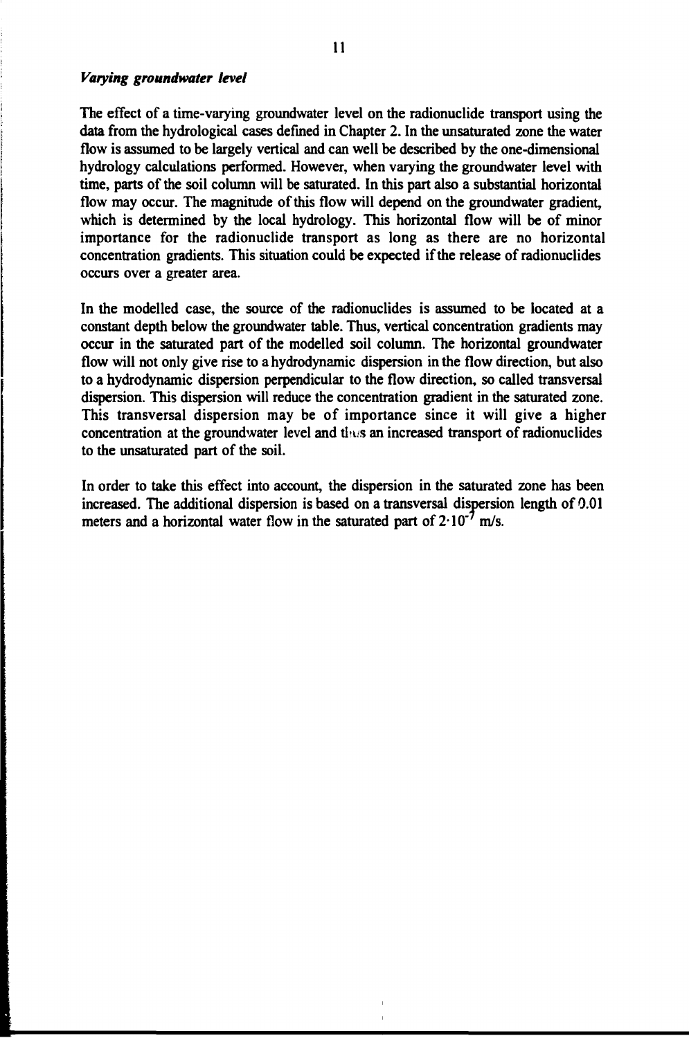### *Varying groundwater level*

The effect of a time-varying groundwater level on the radionuclide transport using the data from the hydrological cases defined in Chapter 2. In the unsaturated zone the water flow is assumed to be largely vertical and can well be described by the one-dimensional hydrology calculations performed. However, when varying the groundwater level with time, parts of the soil column will be saturated. In this part also a substantial horizontal flow may occur. The magnitude of this flow will depend on the groundwater gradient, which is determined by the local hydrology. This horizontal flow will be of minor importance for the radionuclide transport as long as there are no horizontal concentration gradients. This situation could be expected if the release of radionuclides occurs over a greater area.

In the modelled case, the source of the radionuclides is assumed to be located at a constant depth below the groundwater table. Thus, vertical concentration gradients may occur in the saturated part of the modelled soil column. The horizontal groundwater flow will not only give rise to a hydrodynamic dispersion in the flow direction, but also to a hydrodynamic dispersion perpendicular to the flow direction, so called transversal dispersion. This dispersion will reduce the concentration gradient in the saturated zone. This transversal dispersion may be of importance since it will give a higher concentration at the groundwater level and thus an increased transport of radionuclides to the unsaturated part of the soil.

In order to take this effect into account, the dispersion in the saturated zone has been increased. The additional dispersion is based on a transversal dispersion length of 0.01 meters and a horizontal water flow in the saturated part of $2 \cdot 10^{-7}$ m/s.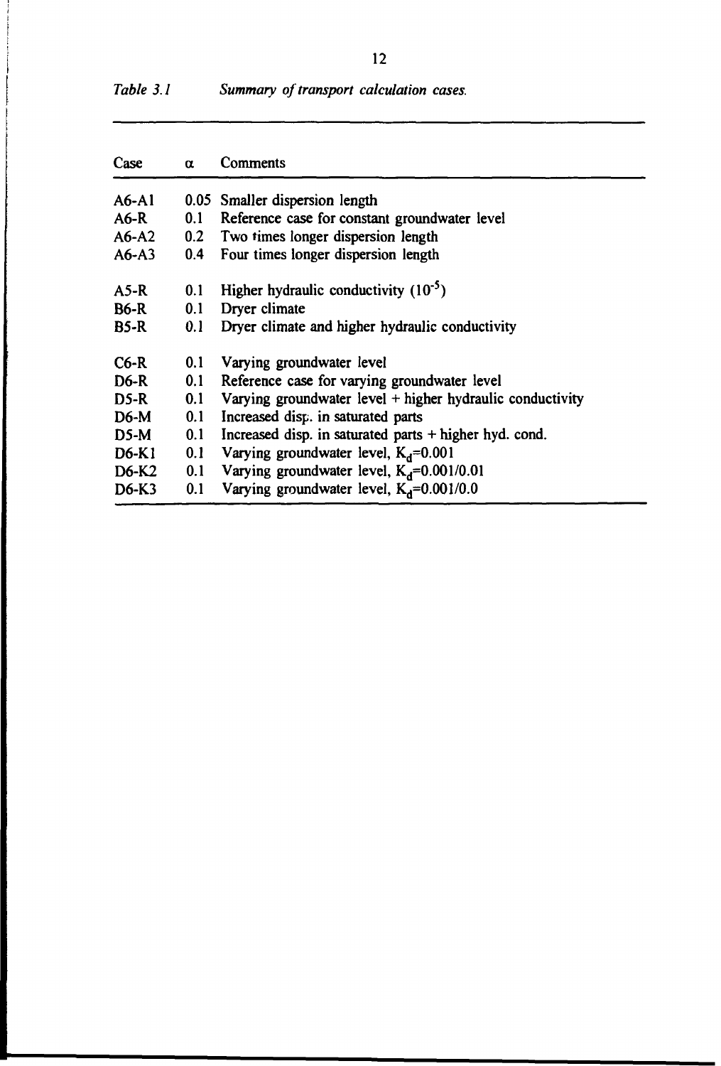*Table 3.1 Summary of transport calculation cases.*

| Case | $\alpha$ | Comments |
|---|---|---|
| A6-A1 | 0.05 | Smaller dispersion length |
| A6-R | 0.1 | Reference case for constant groundwater level |
| A6-A2 | 0.2 | Two times longer dispersion length |
| A6-A3 | 0.4 | Four times longer dispersion length |
| A5-R | 0.1 | Higher hydraulic conductivity ($10^{-5}$) |
| B6-R | 0.1 | Dryer climate |
| B5-R | 0.1 | Dryer climate and higher hydraulic conductivity |
| C6-R | 0.1 | Varying groundwater level |
| D6-R | 0.1 | Reference case for varying groundwater level |
| D5-R | 0.1 | Varying groundwater level + higher hydraulic conductivity |
| D6-M | 0.1 | Increased disp. in saturated parts |
| D5-M | 0.1 | Increased disp. in saturated parts + higher hyd. cond. |
| D6-K1 | 0.1 | Varying groundwater level, $K_d$=0.001 |
| D6-K2 | 0.1 | Varying groundwater level, $K_d$=0.001/0.01 |
| D6-K3 | 0.1 | Varying groundwater level, $K_d$=0.001/0.0 |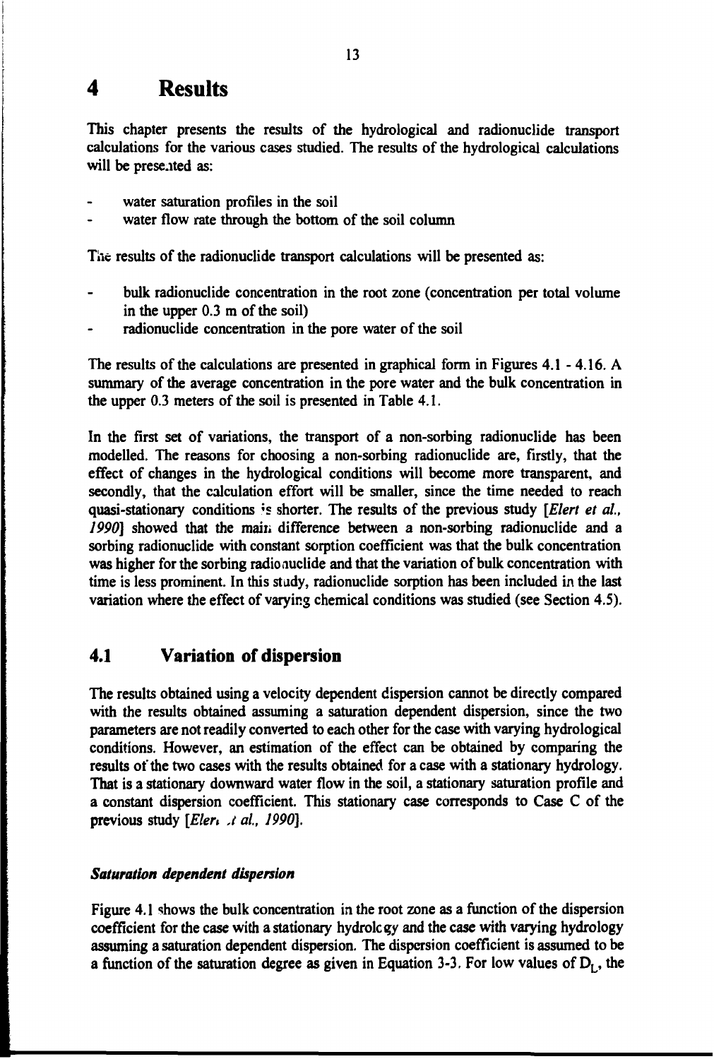# 4 Results

This chapter presents the results of the hydrological and radionuclide transport calculations for the various cases studied. The results of the hydrological calculations will be presented as:

- water saturation profiles in the soil
- water flow rate through the bottom of the soil column

The results of the radionuclide transport calculations will be presented as:

- bulk radionuclide concentration in the root zone (concentration per total volume in the upper 0.3 m of the soil)
- radionuclide concentration in the pore water of the soil

The results of the calculations are presented in graphical form in Figures 4.1 - 4.16. A summary of the average concentration in the pore water and the bulk concentration in the upper 0.3 meters of the soil is presented in Table 4.1.

In the first set of variations, the transport of a non-sorbing radionuclide has been modelled. The reasons for choosing a non-sorbing radionuclide are, firstly, that the effect of changes in the hydrological conditions will become more transparent, and secondly, that the calculation effort will be smaller, since the time needed to reach quasi-stationary conditions is shorter. The results of the previous study [*Elert et al., 1990*] showed that the main difference between a non-sorbing radionuclide and a sorbing radionuclide with constant sorption coefficient was that the bulk concentration was higher for the sorbing radionuclide and that the variation of bulk concentration with time is less prominent. In this study, radionuclide sorption has been included in the last variation where the effect of varying chemical conditions was studied (see Section 4.5).

## 4.1 Variation of dispersion

The results obtained using a velocity dependent dispersion cannot be directly compared with the results obtained assuming a saturation dependent dispersion, since the two parameters are not readily converted to each other for the case with varying hydrological conditions. However, an estimation of the effect can be obtained by comparing the results of the two cases with the results obtained for a case with a stationary hydrology. That is a stationary downward water flow in the soil, a stationary saturation profile and a constant dispersion coefficient. This stationary case corresponds to Case C of the previous study [*Elert et al., 1990*].

### *Saturation dependent dispersion*

Figure 4.1 shows the bulk concentration in the root zone as a function of the dispersion coefficient for the case with a stationary hydrology and the case with varying hydrology assuming a saturation dependent dispersion. The dispersion coefficient is assumed to be a function of the saturation degree as given in Equation 3-3. For low values of $D_L$, the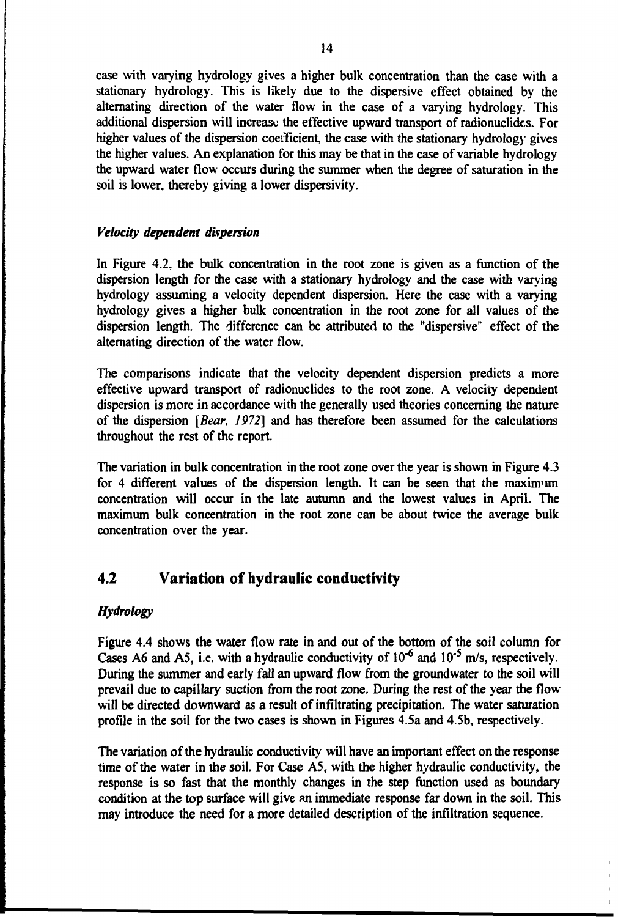case with varying hydrology gives a higher bulk concentration than the case with a stationary hydrology. This is likely due to the dispersive effect obtained by the alternating direction of the water flow in the case of a varying hydrology. This additional dispersion will increase the effective upward transport of radionuclides. For higher values of the dispersion coefficient, the case with the stationary hydrology gives the higher values. An explanation for this may be that in the case of variable hydrology the upward water flow occurs during the summer when the degree of saturation in the soil is lower, thereby giving a lower dispersivity.

### *Velocity dependent dispersion*

In Figure 4.2, the bulk concentration in the root zone is given as a function of the dispersion length for the case with a stationary hydrology and the case with varying hydrology assuming a velocity dependent dispersion. Here the case with a varying hydrology gives a higher bulk concentration in the root zone for all values of the dispersion length. The difference can be attributed to the "dispersive" effect of the alternating direction of the water flow.

The comparisons indicate that the velocity dependent dispersion predicts a more effective upward transport of radionuclides to the root zone. A velocity dependent dispersion is more in accordance with the generally used theories concerning the nature of the dispersion [*Bear, 1972*] and has therefore been assumed for the calculations throughout the rest of the report.

The variation in bulk concentration in the root zone over the year is shown in Figure 4.3 for 4 different values of the dispersion length. It can be seen that the maximum concentration will occur in the late autumn and the lowest values in April. The maximum bulk concentration in the root zone can be about twice the average bulk concentration over the year.

## 4.2 Variation of hydraulic conductivity

### *Hydrology*

Figure 4.4 shows the water flow rate in and out of the bottom of the soil column for Cases A6 and A5, i.e. with a hydraulic conductivity of $10^{-6}$ and $10^{-5}$ m/s, respectively. During the summer and early fall an upward flow from the groundwater to the soil will prevail due to capillary suction from the root zone. During the rest of the year the flow will be directed downward as a result of infiltrating precipitation. The water saturation profile in the soil for the two cases is shown in Figures 4.5a and 4.5b, respectively.

The variation of the hydraulic conductivity will have an important effect on the response time of the water in the soil. For Case A5, with the higher hydraulic conductivity, the response is so fast that the monthly changes in the step function used as boundary condition at the top surface will give an immediate response far down in the soil. This may introduce the need for a more detailed description of the infiltration sequence.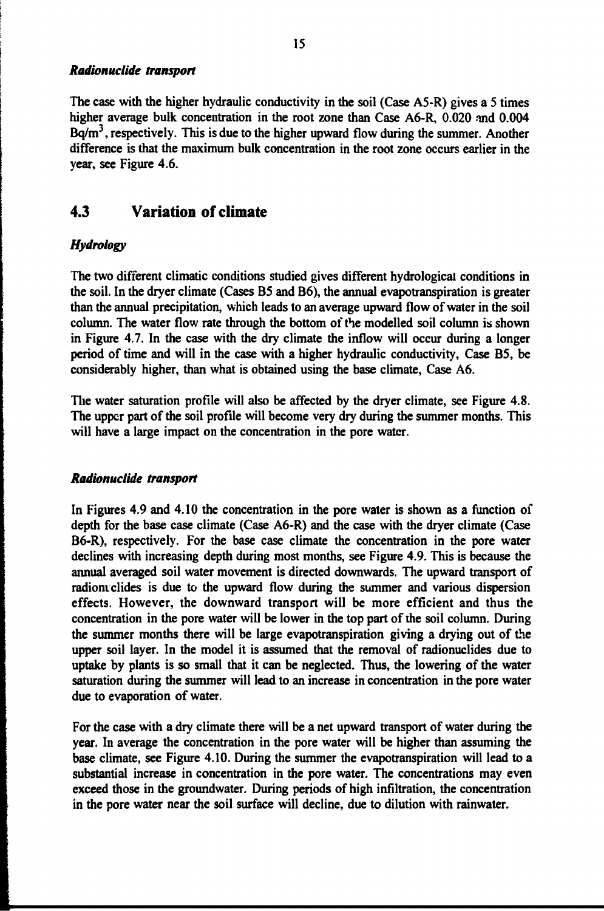***Radionuclide transport***

The case with the higher hydraulic conductivity in the soil (Case A5-R) gives a 5 times higher average bulk concentration in the root zone than Case A6-R, 0.020 and 0.004 Bq/m$^3$, respectively. This is due to the higher upward flow during the summer. Another difference is that the maximum bulk concentration in the root zone occurs earlier in the year, see Figure 4.6.

## 4.3 Variation of climate

***Hydrology***

The two different climatic conditions studied gives different hydrological conditions in the soil. In the dryer climate (Cases B5 and B6), the annual evapotranspiration is greater than the annual precipitation, which leads to an average upward flow of water in the soil column. The water flow rate through the bottom of the modelled soil column is shown in Figure 4.7. In the case with the dry climate the inflow will occur during a longer period of time and will in the case with a higher hydraulic conductivity, Case B5, be considerably higher, than what is obtained using the base climate, Case A6.

The water saturation profile will also be affected by the dryer climate, see Figure 4.8. The upper part of the soil profile will become very dry during the summer months. This will have a large impact on the concentration in the pore water.

***Radionuclide transport***

In Figures 4.9 and 4.10 the concentration in the pore water is shown as a function of depth for the base case climate (Case A6-R) and the case with the dryer climate (Case B6-R), respectively. For the base case climate the concentration in the pore water declines with increasing depth during most months, see Figure 4.9. This is because the annual averaged soil water movement is directed downwards. The upward transport of radionuclides is due to the upward flow during the summer and various dispersion effects. However, the downward transport will be more efficient and thus the concentration in the pore water will be lower in the top part of the soil column. During the summer months there will be large evapotranspiration giving a drying out of the upper soil layer. In the model it is assumed that the removal of radionuclides due to uptake by plants is so small that it can be neglected. Thus, the lowering of the water saturation during the summer will lead to an increase in concentration in the pore water due to evaporation of water.

For the case with a dry climate there will be a net upward transport of water during the year. In average the concentration in the pore water will be higher than assuming the base climate, see Figure 4.10. During the summer the evapotranspiration will lead to a substantial increase in concentration in the pore water. The concentrations may even exceed those in the groundwater. During periods of high infiltration, the concentration in the pore water near the soil surface will decline, due to dilution with rainwater.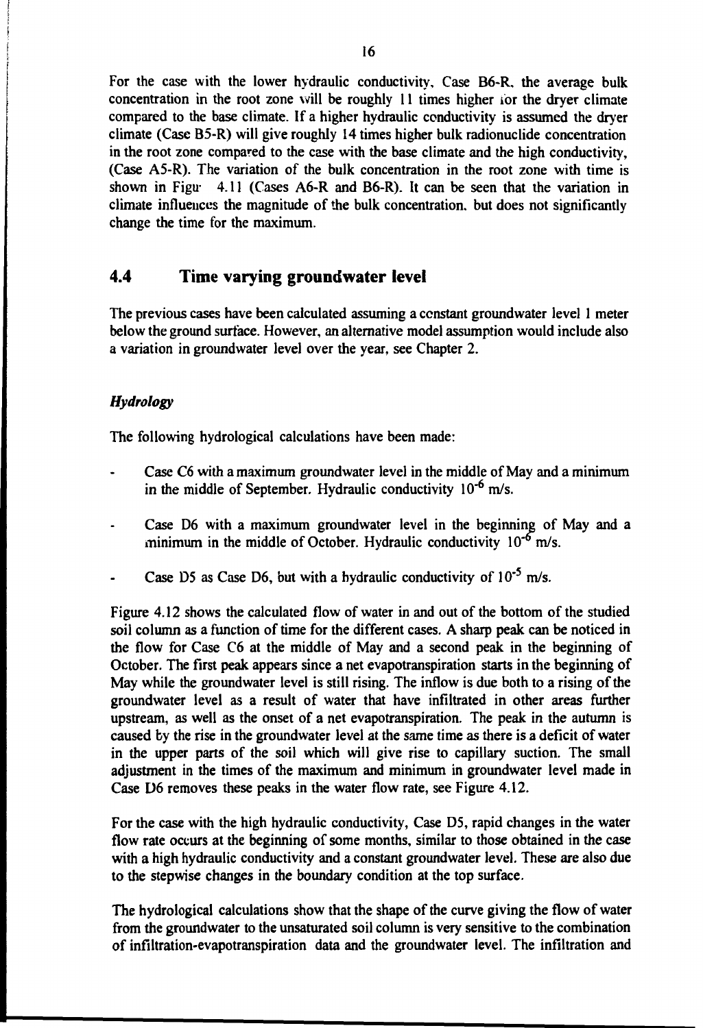For the case with the lower hydraulic conductivity, Case B6-R, the average bulk concentration in the root zone will be roughly 11 times higher for the dryer climate compared to the base climate. If a higher hydraulic conductivity is assumed the dryer climate (Case B5-R) will give roughly 14 times higher bulk radionuclide concentration in the root zone compared to the case with the base climate and the high conductivity, (Case A5-R). The variation of the bulk concentration in the root zone with time is shown in Figure 4.11 (Cases A6-R and B6-R). It can be seen that the variation in climate influences the magnitude of the bulk concentration, but does not significantly change the time for the maximum.

## 4.4 Time varying groundwater level

The previous cases have been calculated assuming a constant groundwater level 1 meter below the ground surface. However, an alternative model assumption would include also a variation in groundwater level over the year, see Chapter 2.

### *Hydrology*

The following hydrological calculations have been made:

- Case C6 with a maximum groundwater level in the middle of May and a minimum in the middle of September. Hydraulic conductivity $10^{-6}$ m/s.
- Case D6 with a maximum groundwater level in the beginning of May and a minimum in the middle of October. Hydraulic conductivity $10^{-6}$ m/s.
- Case D5 as Case D6, but with a hydraulic conductivity of $10^{-5}$ m/s.

Figure 4.12 shows the calculated flow of water in and out of the bottom of the studied soil column as a function of time for the different cases. A sharp peak can be noticed in the flow for Case C6 at the middle of May and a second peak in the beginning of October. The first peak appears since a net evapotranspiration starts in the beginning of May while the groundwater level is still rising. The inflow is due both to a rising of the groundwater level as a result of water that have infiltrated in other areas further upstream, as well as the onset of a net evapotranspiration. The peak in the autumn is caused by the rise in the groundwater level at the same time as there is a deficit of water in the upper parts of the soil which will give rise to capillary suction. The small adjustment in the times of the maximum and minimum in groundwater level made in Case D6 removes these peaks in the water flow rate, see Figure 4.12.

For the case with the high hydraulic conductivity, Case D5, rapid changes in the water flow rate occurs at the beginning of some months, similar to those obtained in the case with a high hydraulic conductivity and a constant groundwater level. These are also due to the stepwise changes in the boundary condition at the top surface.

The hydrological calculations show that the shape of the curve giving the flow of water from the groundwater to the unsaturated soil column is very sensitive to the combination of infiltration-evapotranspiration data and the groundwater level. The infiltration and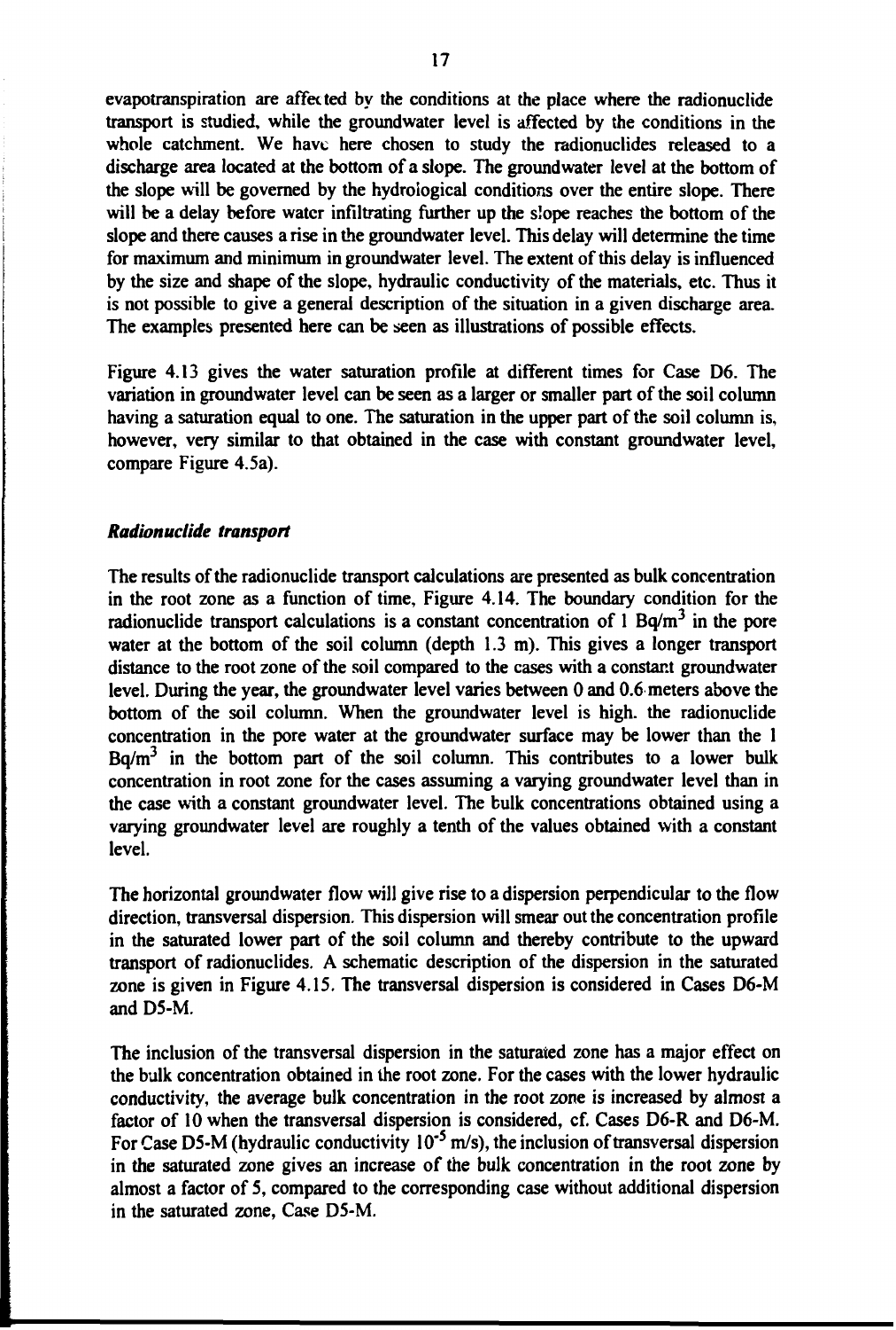evapotranspiration are affected by the conditions at the place where the radionuclide transport is studied, while the groundwater level is affected by the conditions in the whole catchment. We have here chosen to study the radionuclides released to a discharge area located at the bottom of a slope. The groundwater level at the bottom of the slope will be governed by the hydrological conditions over the entire slope. There will be a delay before water infiltrating further up the slope reaches the bottom of the slope and there causes a rise in the groundwater level. This delay will determine the time for maximum and minimum in groundwater level. The extent of this delay is influenced by the size and shape of the slope, hydraulic conductivity of the materials, etc. Thus it is not possible to give a general description of the situation in a given discharge area. The examples presented here can be seen as illustrations of possible effects.

Figure 4.13 gives the water saturation profile at different times for Case D6. The variation in groundwater level can be seen as a larger or smaller part of the soil column having a saturation equal to one. The saturation in the upper part of the soil column is, however, very similar to that obtained in the case with constant groundwater level, compare Figure 4.5a).

### *Radionuclide transport*

The results of the radionuclide transport calculations are presented as bulk concentration in the root zone as a function of time, Figure 4.14. The boundary condition for the radionuclide transport calculations is a constant concentration of 1 $Bq/m^3$ in the pore water at the bottom of the soil column (depth 1.3 m). This gives a longer transport distance to the root zone of the soil compared to the cases with a constant groundwater level. During the year, the groundwater level varies between 0 and 0.6 meters above the bottom of the soil column. When the groundwater level is high. the radionuclide concentration in the pore water at the groundwater surface may be lower than the 1 $Bq/m^3$ in the bottom part of the soil column. This contributes to a lower bulk concentration in root zone for the cases assuming a varying groundwater level than in the case with a constant groundwater level. The bulk concentrations obtained using a varying groundwater level are roughly a tenth of the values obtained with a constant level.

The horizontal groundwater flow will give rise to a dispersion perpendicular to the flow direction, transversal dispersion. This dispersion will smear out the concentration profile in the saturated lower part of the soil column and thereby contribute to the upward transport of radionuclides. A schematic description of the dispersion in the saturated zone is given in Figure 4.15. The transversal dispersion is considered in Cases D6-M and D5-M.

The inclusion of the transversal dispersion in the saturated zone has a major effect on the bulk concentration obtained in the root zone. For the cases with the lower hydraulic conductivity, the average bulk concentration in the root zone is increased by almost a factor of 10 when the transversal dispersion is considered, cf. Cases D6-R and D6-M. For Case D5-M (hydraulic conductivity $10^{-5}$ m/s), the inclusion of transversal dispersion in the saturated zone gives an increase of the bulk concentration in the root zone by almost a factor of 5, compared to the corresponding case without additional dispersion in the saturated zone, Case D5-M.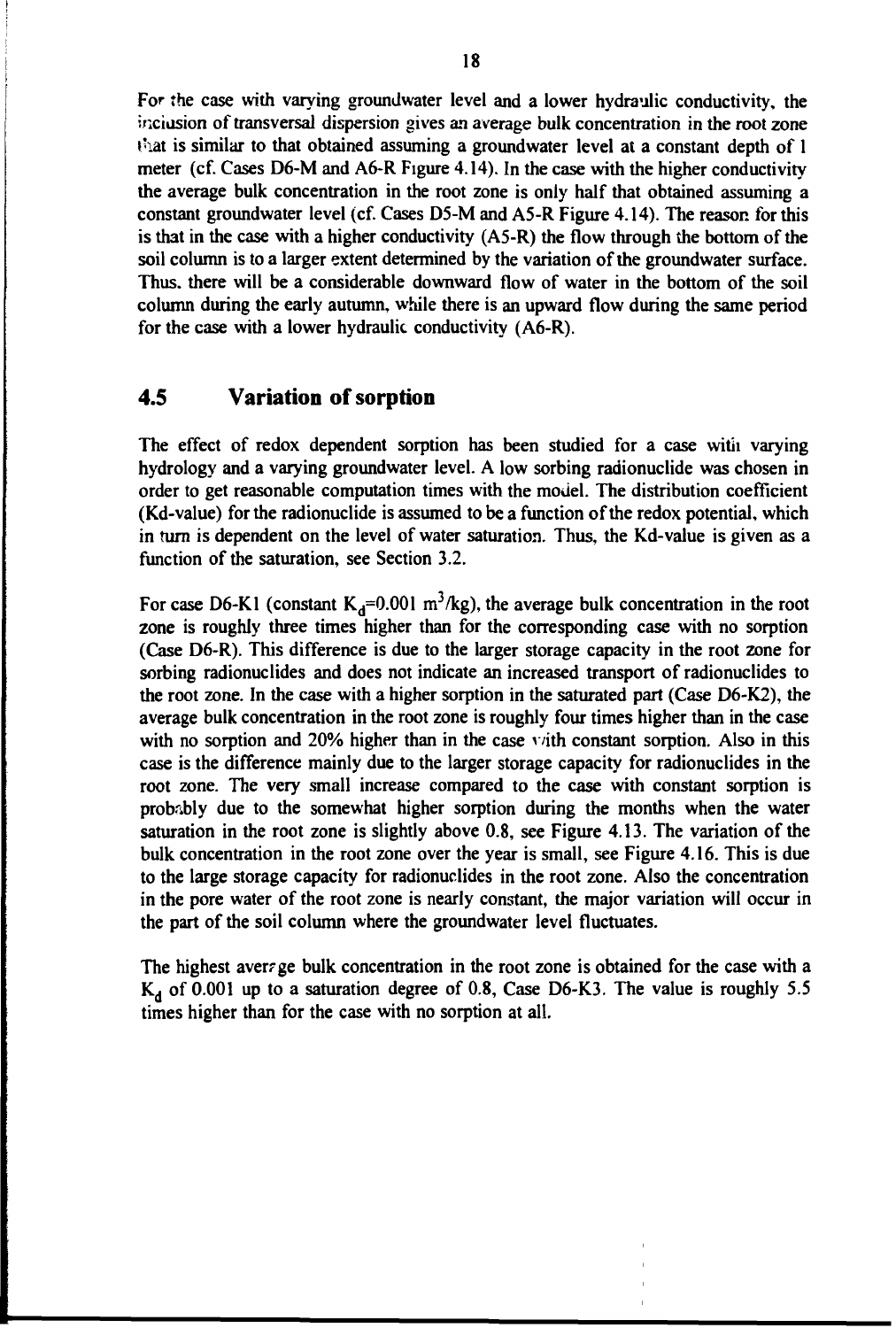For the case with varying groundwater level and a lower hydraulic conductivity, the inclusion of transversal dispersion gives an average bulk concentration in the root zone that is similar to that obtained assuming a groundwater level at a constant depth of 1 meter (cf. Cases D6-M and A6-R Figure 4.14). In the case with the higher conductivity the average bulk concentration in the root zone is only half that obtained assuming a constant groundwater level (cf. Cases D5-M and A5-R Figure 4.14). The reason for this is that in the case with a higher conductivity (A5-R) the flow through the bottom of the soil column is to a larger extent determined by the variation of the groundwater surface. Thus, there will be a considerable downward flow of water in the bottom of the soil column during the early autumn, while there is an upward flow during the same period for the case with a lower hydraulic conductivity (A6-R).

## 4.5 Variation of sorption

The effect of redox dependent sorption has been studied for a case with varying hydrology and a varying groundwater level. A low sorbing radionuclide was chosen in order to get reasonable computation times with the model. The distribution coefficient (Kd-value) for the radionuclide is assumed to be a function of the redox potential, which in turn is dependent on the level of water saturation. Thus, the Kd-value is given as a function of the saturation, see Section 3.2.

For case D6-K1 (constant $K_d$=0.001 $m^3/kg$), the average bulk concentration in the root zone is roughly three times higher than for the corresponding case with no sorption (Case D6-R). This difference is due to the larger storage capacity in the root zone for sorbing radionuclides and does not indicate an increased transport of radionuclides to the root zone. In the case with a higher sorption in the saturated part (Case D6-K2), the average bulk concentration in the root zone is roughly four times higher than in the case with no sorption and 20% higher than in the case with constant sorption. Also in this case is the difference mainly due to the larger storage capacity for radionuclides in the root zone. The very small increase compared to the case with constant sorption is probably due to the somewhat higher sorption during the months when the water saturation in the root zone is slightly above 0.8, see Figure 4.13. The variation of the bulk concentration in the root zone over the year is small, see Figure 4.16. This is due to the large storage capacity for radionuclides in the root zone. Also the concentration in the pore water of the root zone is nearly constant, the major variation will occur in the part of the soil column where the groundwater level fluctuates.

The highest average bulk concentration in the root zone is obtained for the case with a $K_d$ of 0.001 up to a saturation degree of 0.8, Case D6-K3. The value is roughly 5.5 times higher than for the case with no sorption at all.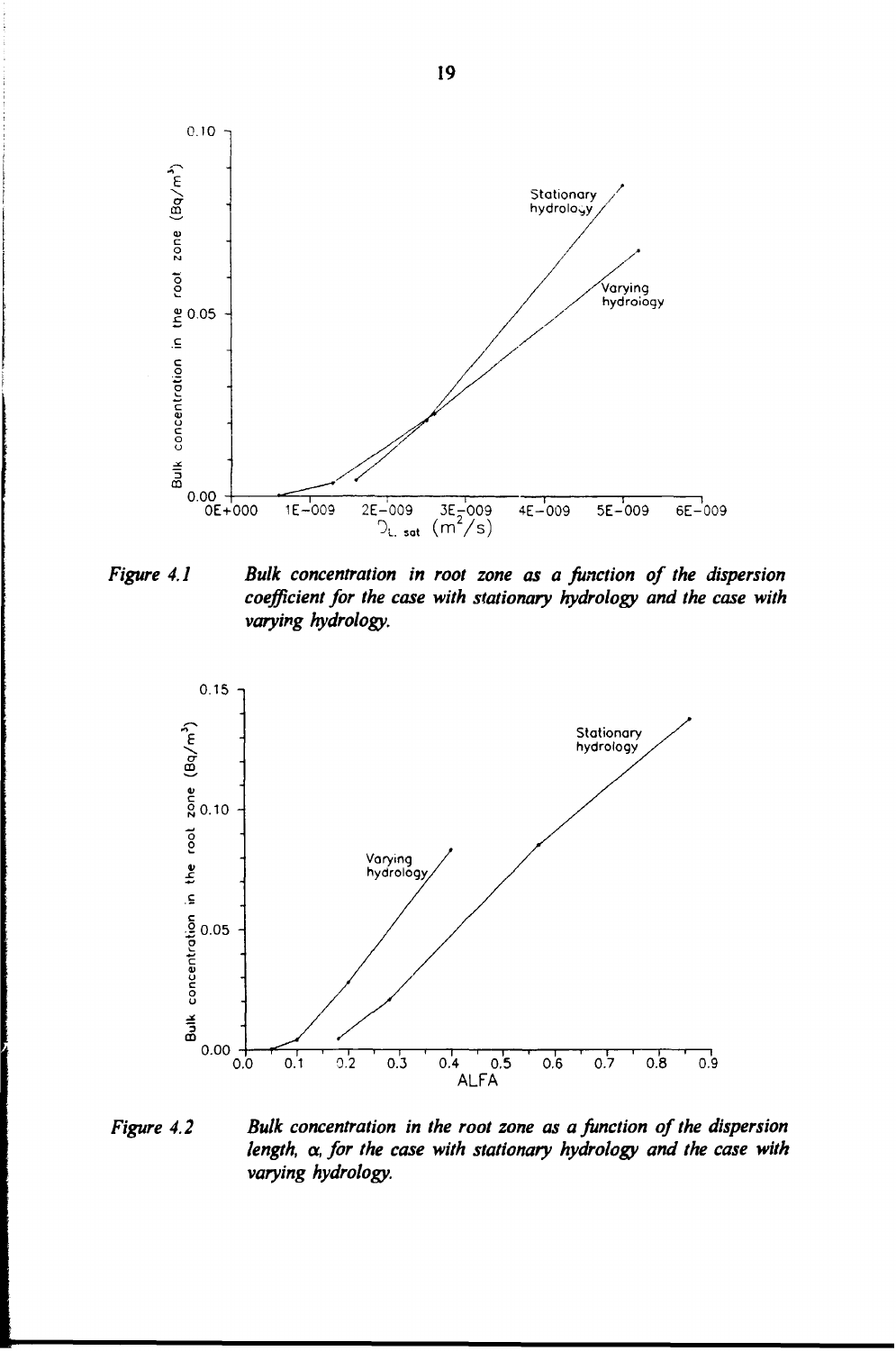*Figure 4.1* **Bulk concentration in root zone as a function of the dispersion coefficient for the case with stationary hydrology and the case with varying hydrology.**

*Figure 4.2* **Bulk concentration in the root zone as a function of the dispersion length, α, for the case with stationary hydrology and the case with varying hydrology.**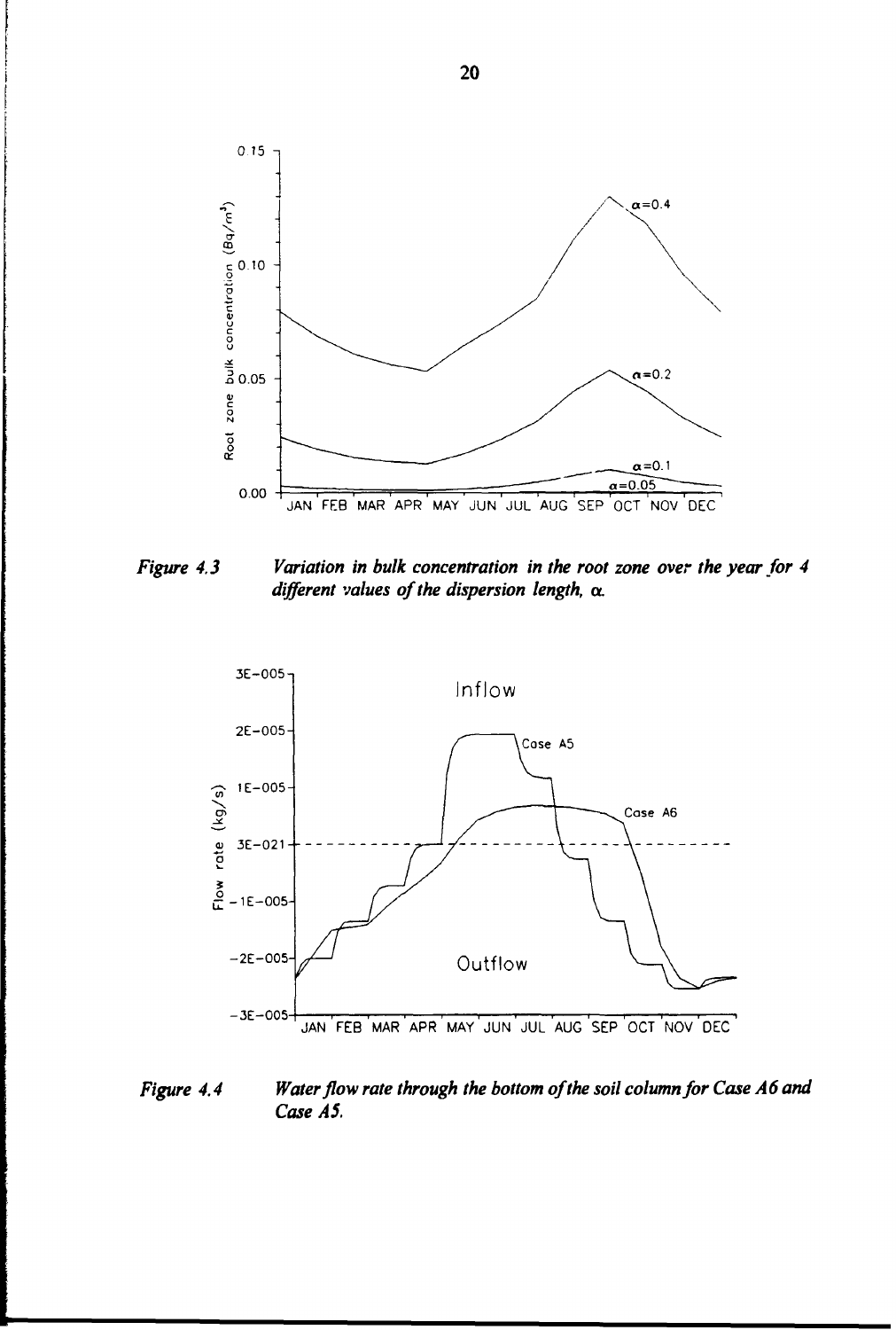*Figure 4.3* *Variation in bulk concentration in the root zone over the year for 4 different values of the dispersion length, α.*

*Figure 4.4* *Water flow rate through the bottom of the soil column for Case A6 and Case A5.*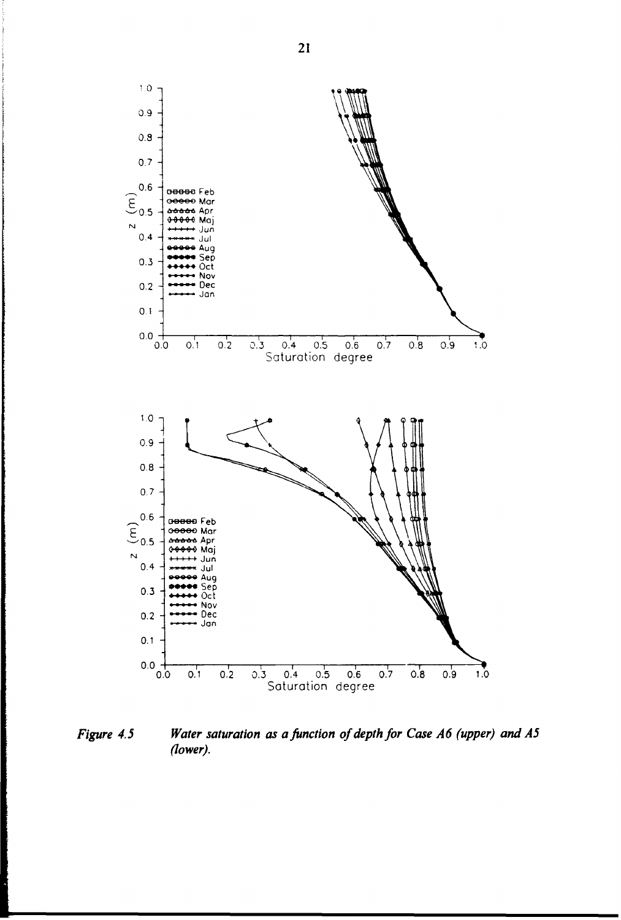*Figure 4.5 Water saturation as a function of depth for Case A6 (upper) and A5 (lower).*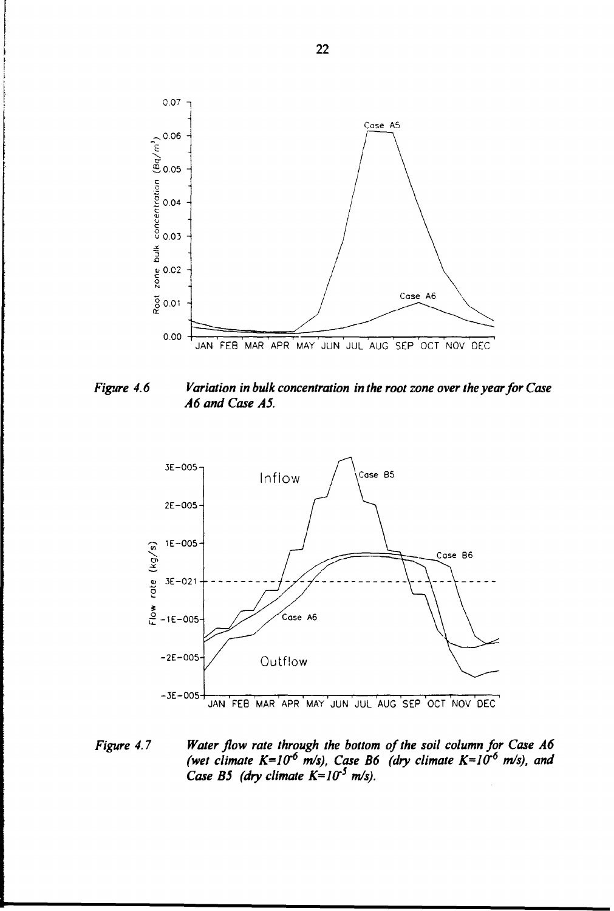*Figure 4.6* *Variation in bulk concentration in the root zone over the year for Case A6 and Case A5.*

*Figure 4.7* *Water flow rate through the bottom of the soil column for Case A6 (wet climate $K=10^{-6}$ m/s), Case B6 (dry climate $K=10^{-6}$ m/s), and Case B5 (dry climate $K=10^{-5}$ m/s).*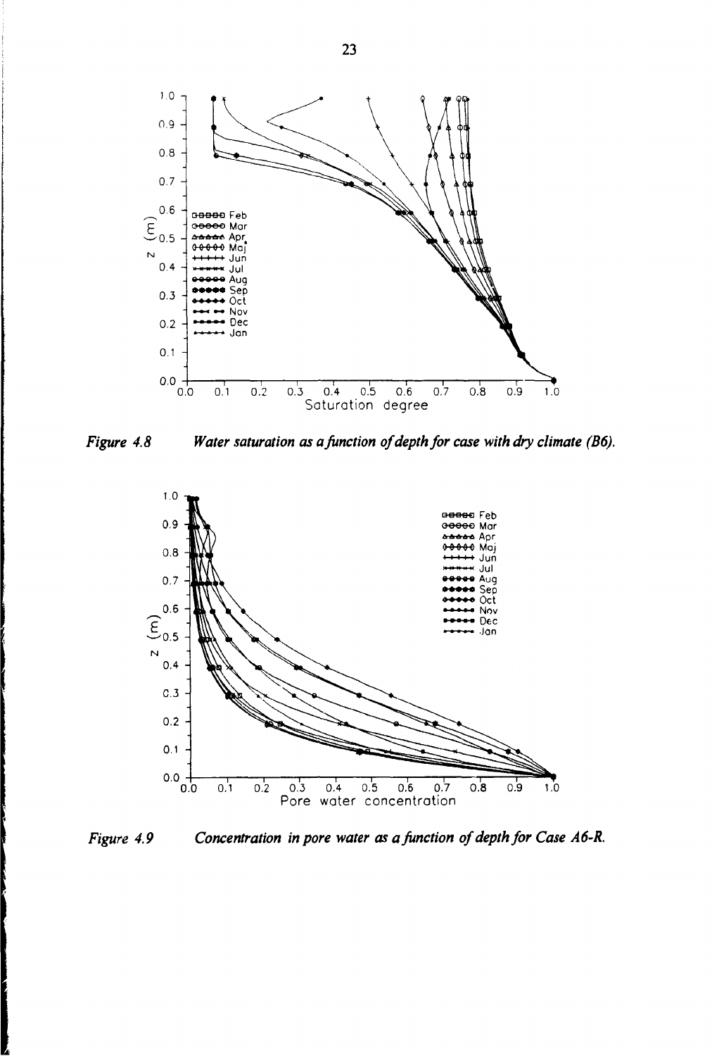*Figure 4.8 Water saturation as a function of depth for case with dry climate (B6).*

*Figure 4.9 Concentration in pore water as a function of depth for Case A6-R.*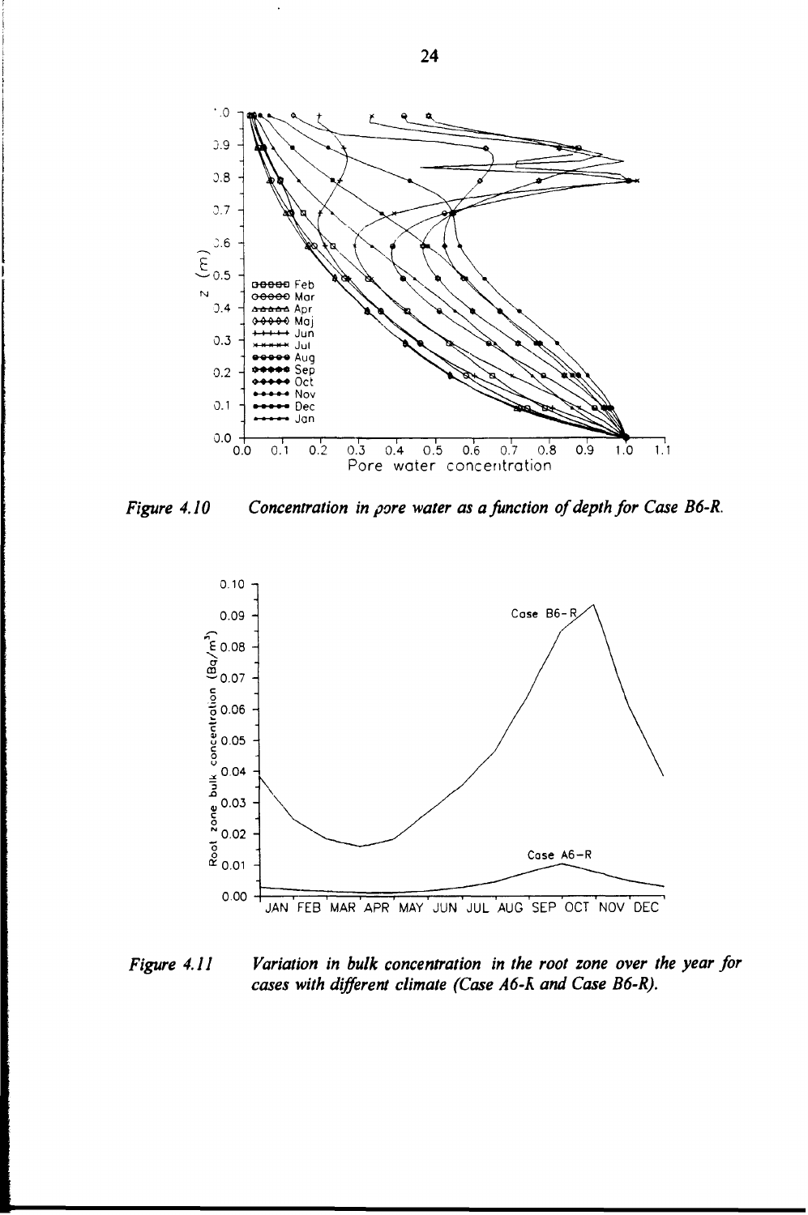*Figure 4.10 Concentration in pore water as a function of depth for Case B6-R.*

*Figure 4.11 Variation in bulk concentration in the root zone over the year for cases with different climate (Case A6-R and Case B6-R).*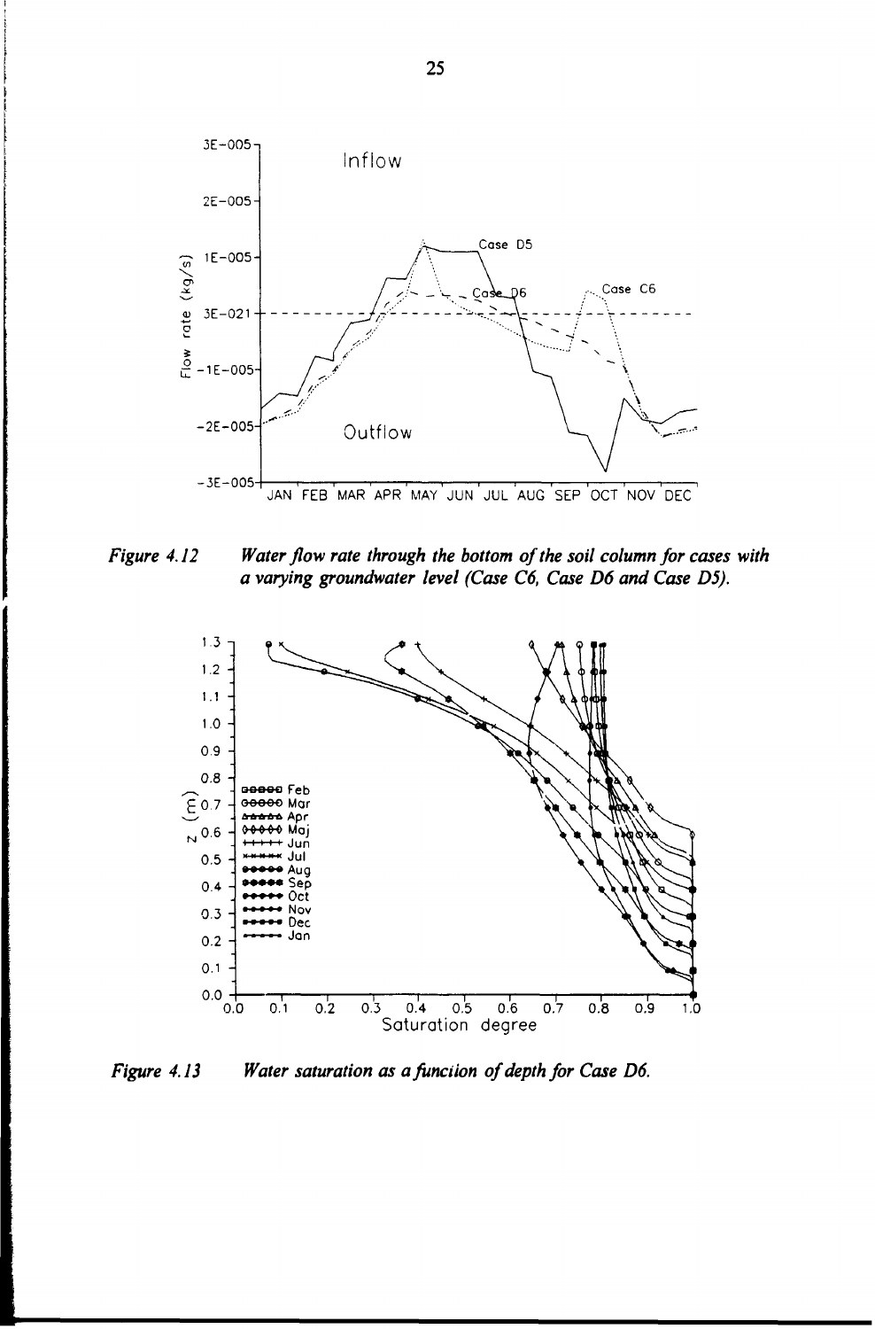*Figure 4.12 Water flow rate through the bottom of the soil column for cases with a varying groundwater level (Case C6, Case D6 and Case D5).*

*Figure 4.13 Water saturation as a function of depth for Case D6.*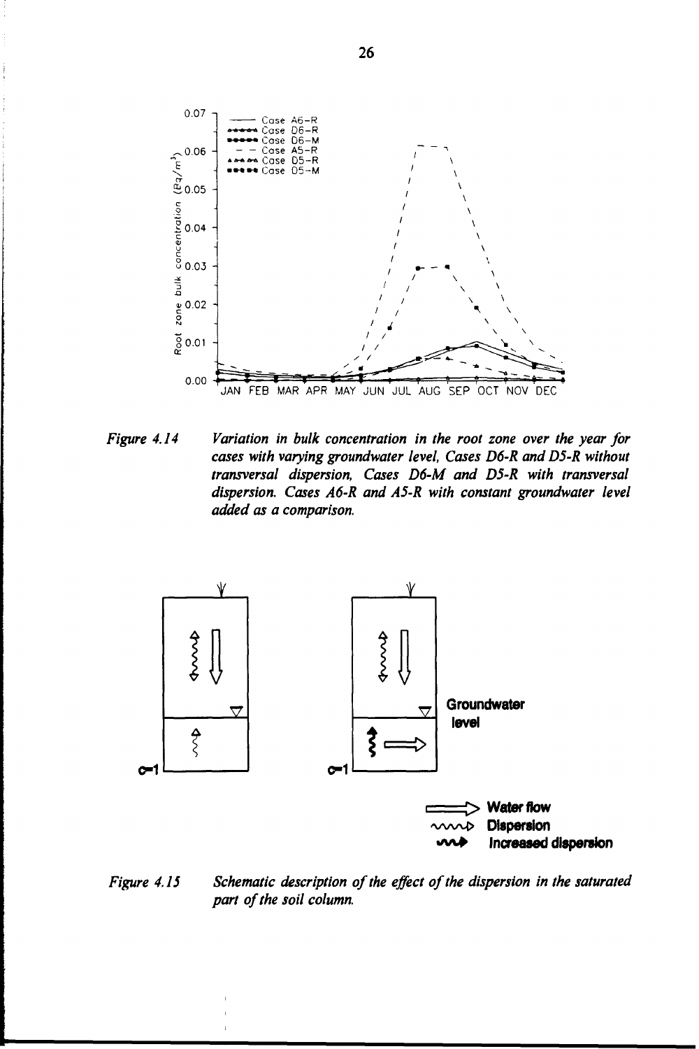*Figure 4.14 Variation in bulk concentration in the root zone over the year for cases with varying groundwater level, Cases D6-R and D5-R without transversal dispersion, Cases D6-M and D5-R with transversal dispersion. Cases A6-R and A5-R with constant groundwater level added as a comparison.*

*Figure 4.15 Schematic description of the effect of the dispersion in the saturated part of the soil column.*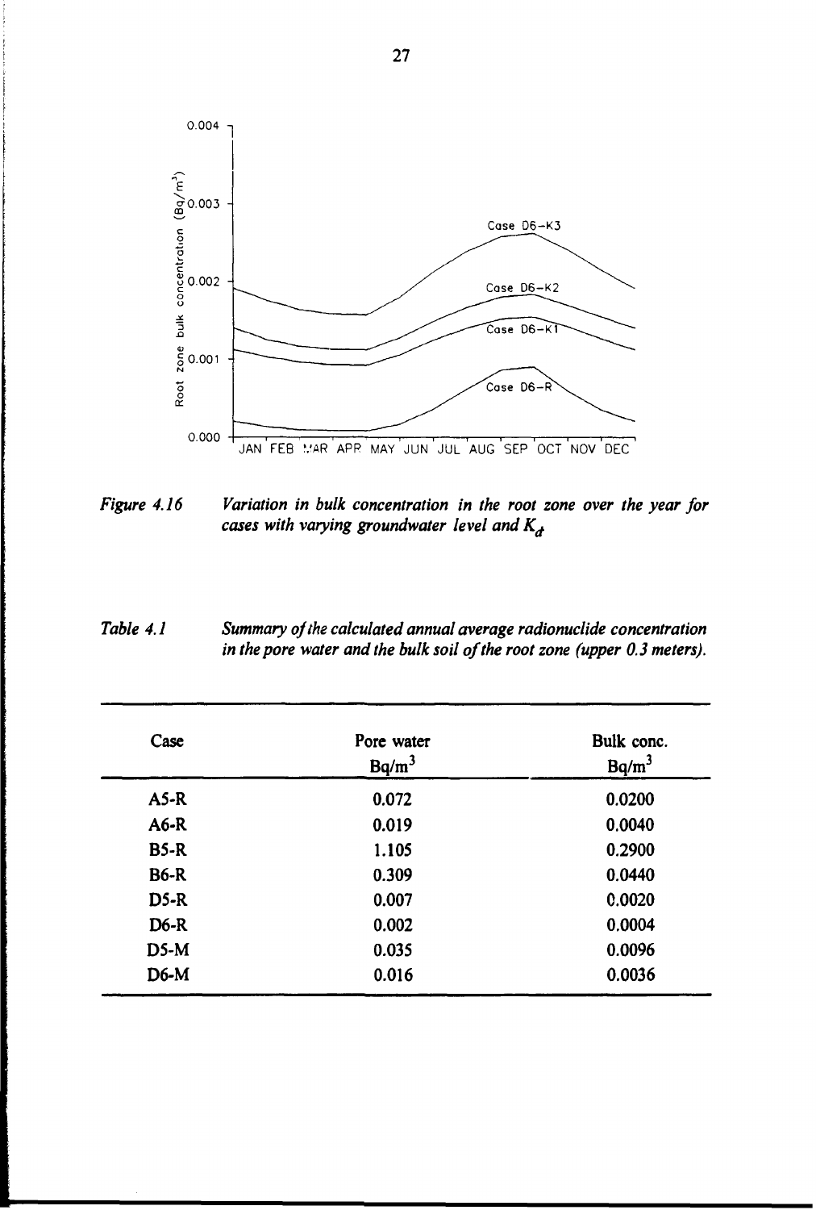*Figure 4.16* *Variation in bulk concentration in the root zone over the year for cases with varying groundwater level and $K_d$*

*Table 4.1* *Summary of the calculated annual average radionuclide concentration in the pore water and the bulk soil of the root zone (upper 0.3 meters).*

| Case | Pore water $Bq/m^3$ | Bulk conc. $Bq/m^3$ |
|---|---|---|
| A5-R | 0.072 | 0.0200 |
| A6-R | 0.019 | 0.0040 |
| B5-R | 1.105 | 0.2900 |
| B6-R | 0.309 | 0.0440 |
| D5-R | 0.007 | 0.0020 |
| D6-R | 0.002 | 0.0004 |
| D5-M | 0.035 | 0.0096 |
| D6-M | 0.016 | 0.0036 |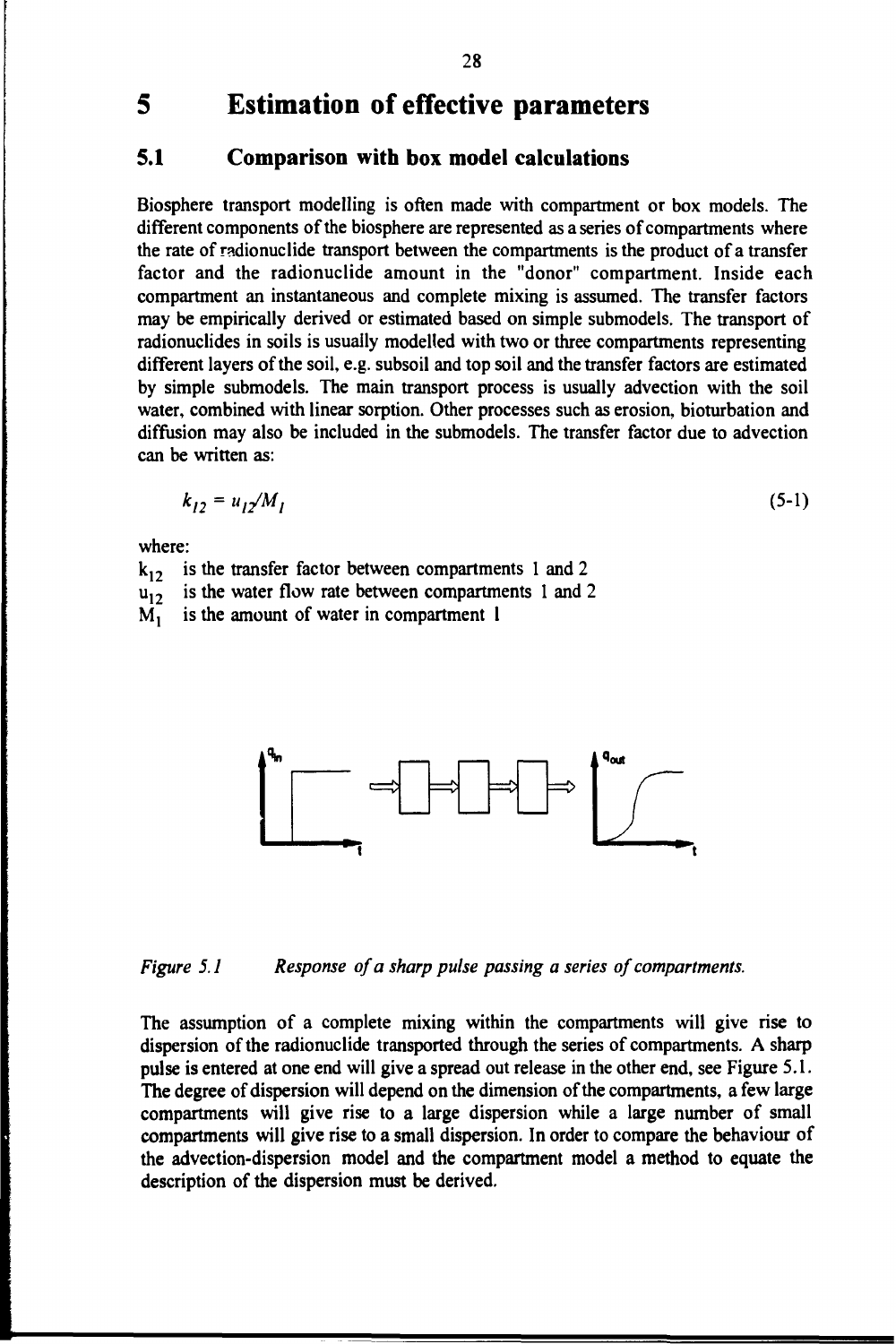# 5 Estimation of effective parameters

## 5.1 Comparison with box model calculations

Biosphere transport modelling is often made with compartment or box models. The different components of the biosphere are represented as a series of compartments where the rate of radionuclide transport between the compartments is the product of a transfer factor and the radionuclide amount in the "donor" compartment. Inside each compartment an instantaneous and complete mixing is assumed. The transfer factors may be empirically derived or estimated based on simple submodels. The transport of radionuclides in soils is usually modelled with two or three compartments representing different layers of the soil, e.g. subsoil and top soil and the transfer factors are estimated by simple submodels. The main transport process is usually advection with the soil water, combined with linear sorption. Other processes such as erosion, bioturbation and diffusion may also be included in the submodels. The transfer factor due to advection can be written as:

$$k_{12} = u_{12}/M_1 \tag{5-1}$$

where:

$k_{12}$ is the transfer factor between compartments 1 and 2
$u_{12}$ is the water flow rate between compartments 1 and 2
$M_1$ is the amount of water in compartment 1

*Figure 5.1 Response of a sharp pulse passing a series of compartments.*

The assumption of a complete mixing within the compartments will give rise to dispersion of the radionuclide transported through the series of compartments. A sharp pulse is entered at one end will give a spread out release in the other end, see Figure 5.1. The degree of dispersion will depend on the dimension of the compartments, a few large compartments will give rise to a large dispersion while a large number of small compartments will give rise to a small dispersion. In order to compare the behaviour of the advection-dispersion model and the compartment model a method to equate the description of the dispersion must be derived.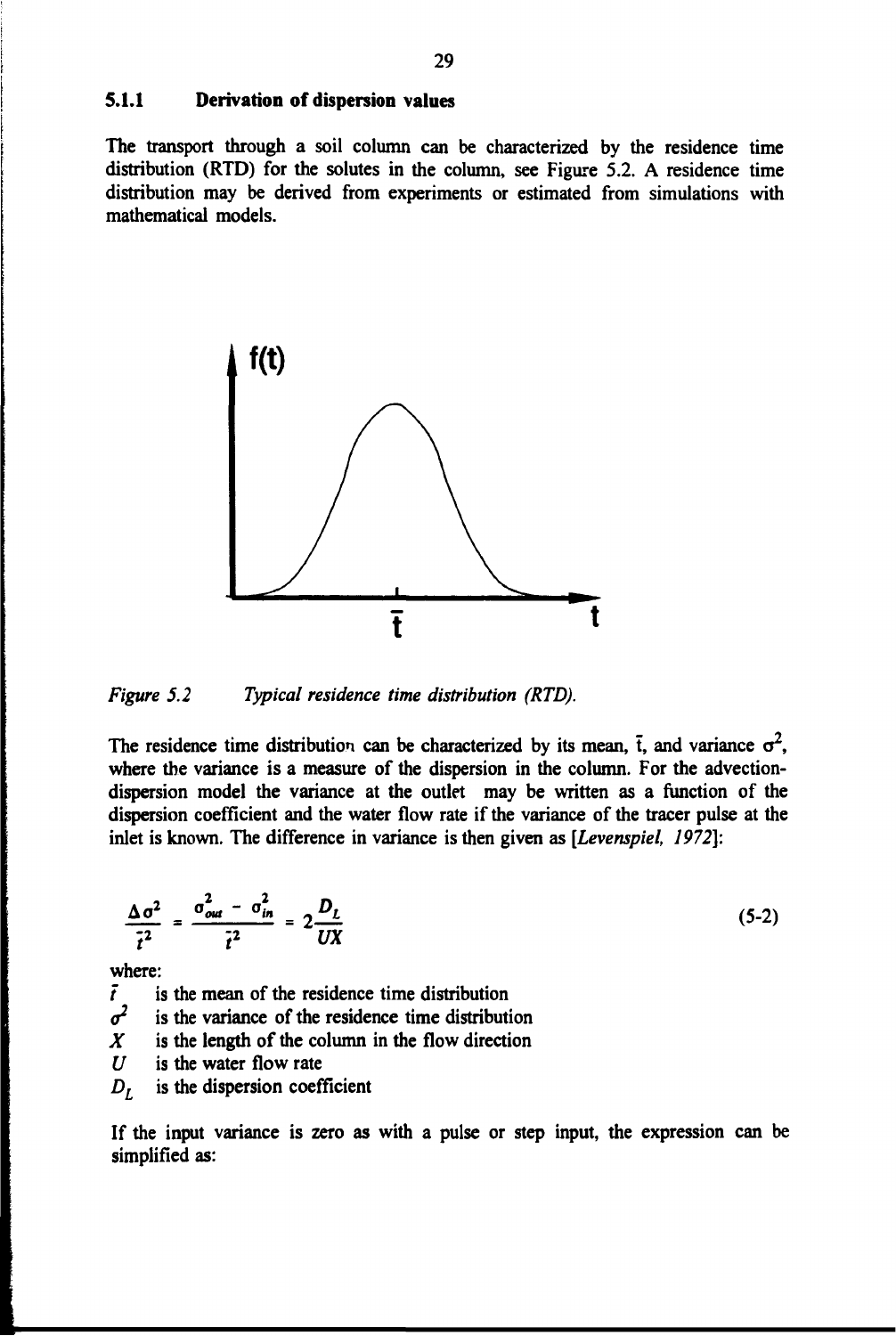### 5.1.1 Derivation of dispersion values

The transport through a soil column can be characterized by the residence time distribution (RTD) for the solutes in the column, see Figure 5.2. A residence time distribution may be derived from experiments or estimated from simulations with mathematical models.

*Figure 5.2 Typical residence time distribution (RTD).*

The residence time distribution can be characterized by its mean, $\bar{t}$, and variance $\sigma^2$, where the variance is a measure of the dispersion in the column. For the advection-dispersion model the variance at the outlet may be written as a function of the dispersion coefficient and the water flow rate if the variance of the tracer pulse at the inlet is known. The difference in variance is then given as [*Levenspiel, 1972*]:

$$\frac{\Delta\sigma^2}{\bar{t}^2} = \frac{\sigma^2_{out} - \sigma^2_{in}}{\bar{t}^2} = 2\frac{D_L}{UX} \tag{5-2}$$

where:

- $\bar{t}$ is the mean of the residence time distribution
- $\sigma^2$ is the variance of the residence time distribution
- $X$ is the length of the column in the flow direction
- $U$ is the water flow rate
- $D_L$ is the dispersion coefficient

If the input variance is zero as with a pulse or step input, the expression can be simplified as: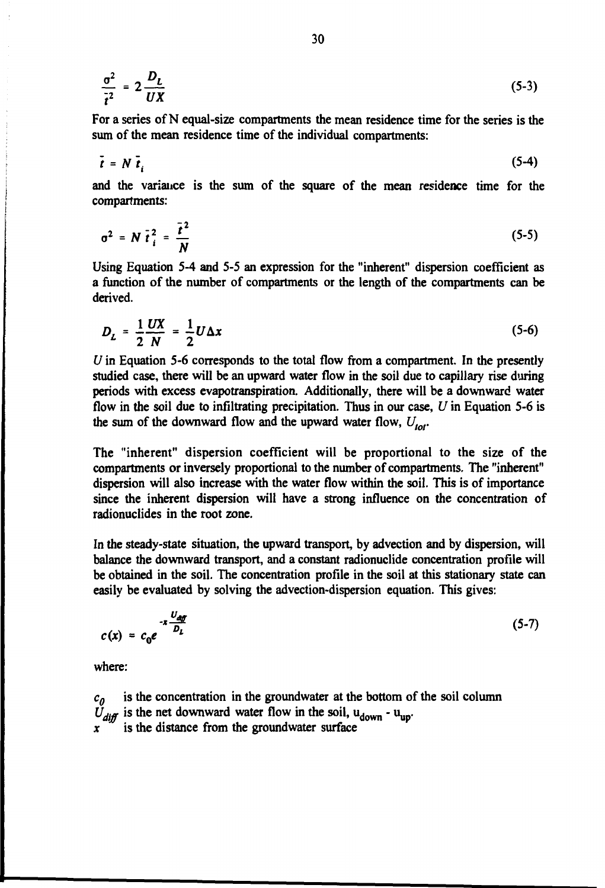$$\frac{\sigma^2}{\bar{t}^2} = 2\frac{D_L}{UX} \tag{5-3}$$

For a series of N equal-size compartments the mean residence time for the series is the sum of the mean residence time of the individual compartments:

$$\bar{t} = N\,\bar{t}_i \tag{5-4}$$

and the variance is the sum of the square of the mean residence time for the compartments:

$$\sigma^2 = N\,\bar{t}_i^2 = \frac{\bar{t}^2}{N} \tag{5-5}$$

Using Equation 5-4 and 5-5 an expression for the "inherent" dispersion coefficient as a function of the number of compartments or the length of the compartments can be derived.

$$D_L = \frac{1}{2}\frac{UX}{N} = \frac{1}{2}U\Delta x \tag{5-6}$$

$U$ in Equation 5-6 corresponds to the total flow from a compartment. In the presently studied case, there will be an upward water flow in the soil due to capillary rise during periods with excess evapotranspiration. Additionally, there will be a downward water flow in the soil due to infiltrating precipitation. Thus in our case, $U$ in Equation 5-6 is the sum of the downward flow and the upward water flow, $U_{tot}$.

The "inherent" dispersion coefficient will be proportional to the size of the compartments or inversely proportional to the number of compartments. The "inherent" dispersion will also increase with the water flow within the soil. This is of importance since the inherent dispersion will have a strong influence on the concentration of radionuclides in the root zone.

In the steady-state situation, the upward transport, by advection and by dispersion, will balance the downward transport, and a constant radionuclide concentration profile will be obtained in the soil. The concentration profile in the soil at this stationary state can easily be evaluated by solving the advection-dispersion equation. This gives:

$$c(x) = c_0 e^{-x\frac{U_{diff}}{D_L}} \tag{5-7}$$

where:

$c_0$ is the concentration in the groundwater at the bottom of the soil column
$U_{diff}$ is the net downward water flow in the soil, $u_{down} - u_{up}$.
$x$ is the distance from the groundwater surface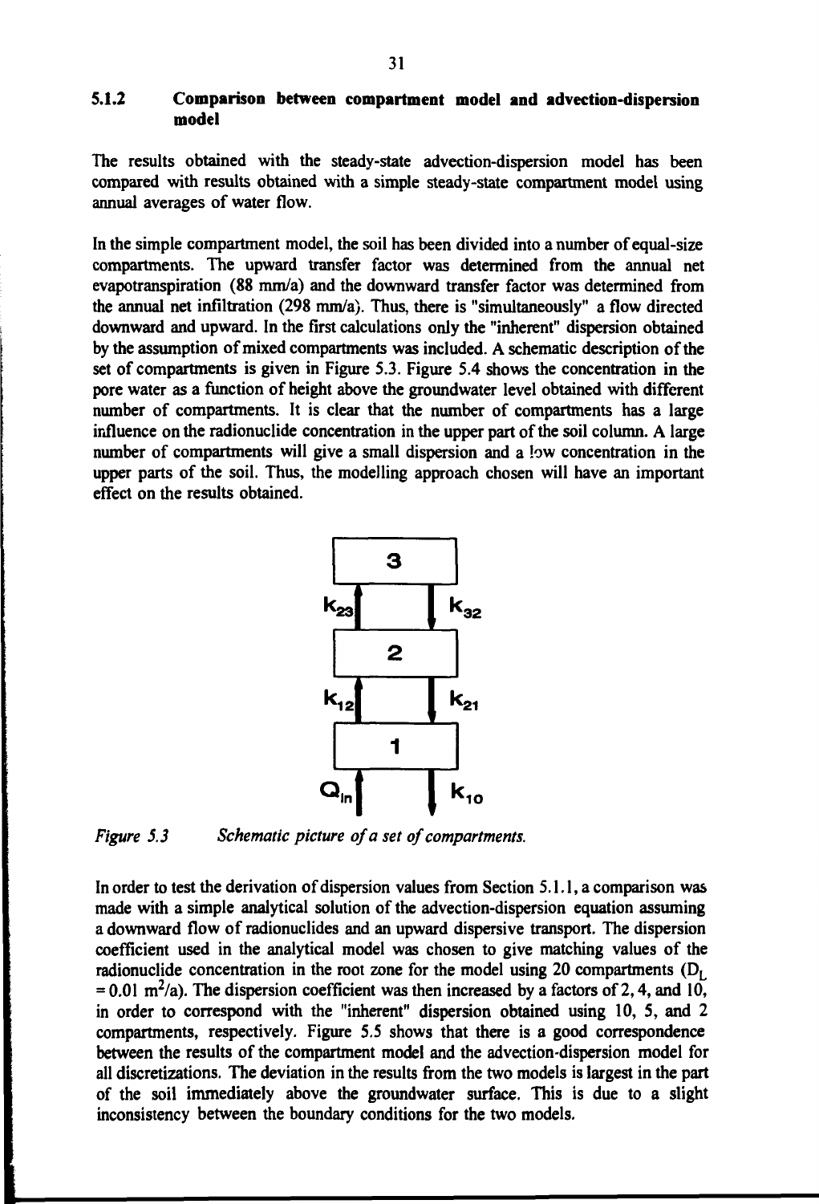### 5.1.2 Comparison between compartment model and advection-dispersion model

The results obtained with the steady-state advection-dispersion model has been compared with results obtained with a simple steady-state compartment model using annual averages of water flow.

In the simple compartment model, the soil has been divided into a number of equal-size compartments. The upward transfer factor was determined from the annual net evapotranspiration (88 mm/a) and the downward transfer factor was determined from the annual net infiltration (298 mm/a). Thus, there is "simultaneously" a flow directed downward and upward. In the first calculations only the "inherent" dispersion obtained by the assumption of mixed compartments was included. A schematic description of the set of compartments is given in Figure 5.3. Figure 5.4 shows the concentration in the pore water as a function of height above the groundwater level obtained with different number of compartments. It is clear that the number of compartments has a large influence on the radionuclide concentration in the upper part of the soil column. A large number of compartments will give a small dispersion and a low concentration in the upper parts of the soil. Thus, the modelling approach chosen will have an important effect on the results obtained.

*Figure 5.3 Schematic picture of a set of compartments.*

In order to test the derivation of dispersion values from Section 5.1.1, a comparison was made with a simple analytical solution of the advection-dispersion equation assuming a downward flow of radionuclides and an upward dispersive transport. The dispersion coefficient used in the analytical model was chosen to give matching values of the radionuclide concentration in the root zone for the model using 20 compartments ($D_L$ = 0.01 $m^2$/a). The dispersion coefficient was then increased by a factors of 2, 4, and 10, in order to correspond with the "inherent" dispersion obtained using 10, 5, and 2 compartments, respectively. Figure 5.5 shows that there is a good correspondence between the results of the compartment model and the advection-dispersion model for all discretizations. The deviation in the results from the two models is largest in the part of the soil immediately above the groundwater surface. This is due to a slight inconsistency between the boundary conditions for the two models.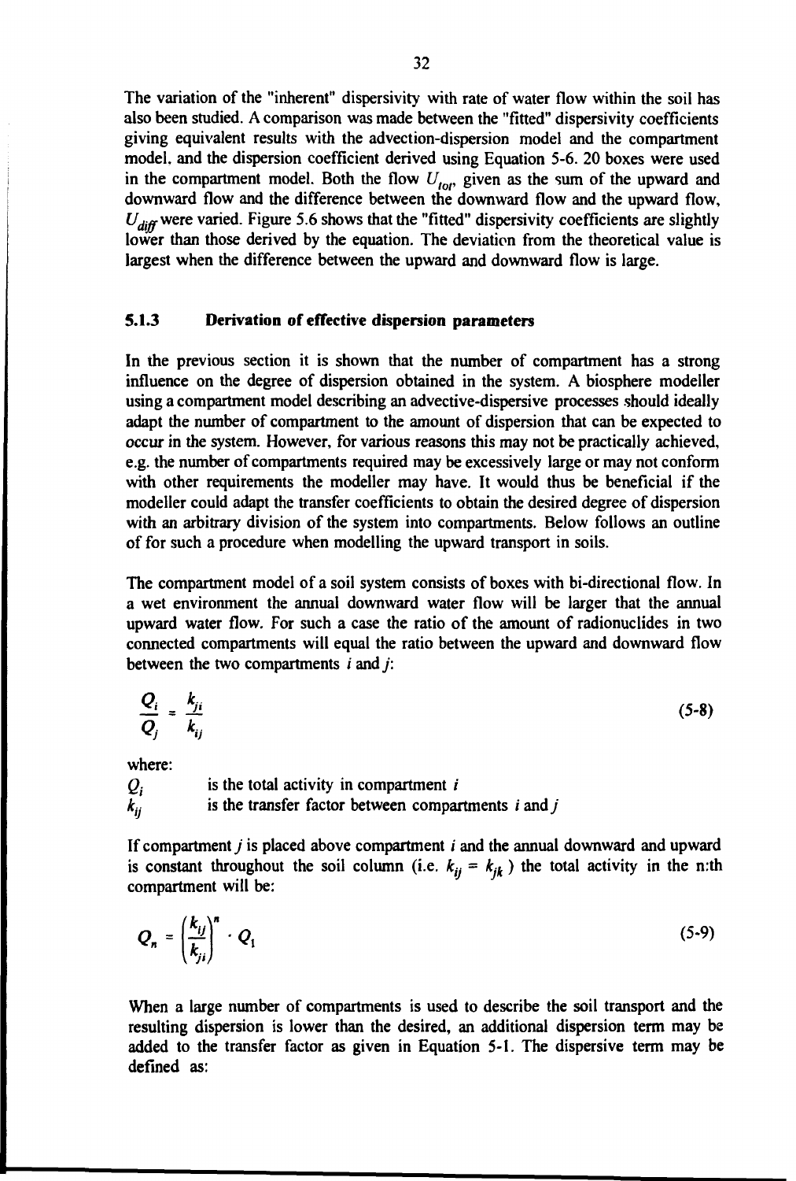The variation of the "inherent" dispersivity with rate of water flow within the soil has also been studied. A comparison was made between the "fitted" dispersivity coefficients giving equivalent results with the advection-dispersion model and the compartment model, and the dispersion coefficient derived using Equation 5-6. 20 boxes were used in the compartment model. Both the flow $U_{tot}$, given as the sum of the upward and downward flow and the difference between the downward flow and the upward flow, $U_{diff}$ were varied. Figure 5.6 shows that the "fitted" dispersivity coefficients are slightly lower than those derived by the equation. The deviation from the theoretical value is largest when the difference between the upward and downward flow is large.

### 5.1.3 Derivation of effective dispersion parameters

In the previous section it is shown that the number of compartment has a strong influence on the degree of dispersion obtained in the system. A biosphere modeller using a compartment model describing an advective-dispersive processes should ideally adapt the number of compartment to the amount of dispersion that can be expected to occur in the system. However, for various reasons this may not be practically achieved, e.g. the number of compartments required may be excessively large or may not conform with other requirements the modeller may have. It would thus be beneficial if the modeller could adapt the transfer coefficients to obtain the desired degree of dispersion with an arbitrary division of the system into compartments. Below follows an outline of for such a procedure when modelling the upward transport in soils.

The compartment model of a soil system consists of boxes with bi-directional flow. In a wet environment the annual downward water flow will be larger that the annual upward water flow. For such a case the ratio of the amount of radionuclides in two connected compartments will equal the ratio between the upward and downward flow between the two compartments $i$ and $j$:

$$\frac{Q_i}{Q_j} = \frac{k_{ji}}{k_{ij}} \tag{5-8}$$

where:

$Q_i$ is the total activity in compartment $i$

$k_{ij}$ is the transfer factor between compartments $i$ and $j$

If compartment $j$ is placed above compartment $i$ and the annual downward and upward is constant throughout the soil column (i.e. $k_{ij} = k_{jk}$ ) the total activity in the n:th compartment will be:

$$Q_n = \left(\frac{k_{ij}}{k_{ji}}\right)^n \cdot Q_1 \tag{5-9}$$

When a large number of compartments is used to describe the soil transport and the resulting dispersion is lower than the desired, an additional dispersion term may be added to the transfer factor as given in Equation 5-1. The dispersive term may be defined as: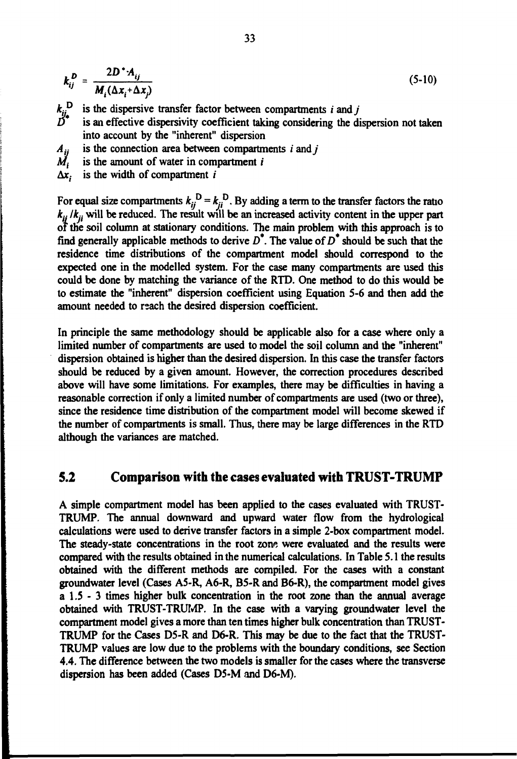$$k_{ij}^{D} = \frac{2D^{*} \cdot A_{ij}}{M_i(\Delta x_i + \Delta x_j)} \tag{5-10}$$

$k_{ij}^{D}$ is the dispersive transfer factor between compartments $i$ and $j$

$D^{*}$ is an effective dispersivity coefficient taking considering the dispersion not taken into account by the "inherent" dispersion

$A_{ij}$ is the connection area between compartments $i$ and $j$

$M_i$ is the amount of water in compartment $i$

$\Delta x_i$ is the width of compartment $i$

For equal size compartments $k_{ij}^{D} = k_{ji}^{D}$. By adding a term to the transfer factors the ratio $k_{ij}/k_{ji}$ will be reduced. The result will be an increased activity content in the upper part of the soil column at stationary conditions. The main problem with this approach is to find generally applicable methods to derive $D^{*}$. The value of $D^{*}$ should be such that the residence time distributions of the compartment model should correspond to the expected one in the modelled system. For the case many compartments are used this could be done by matching the variance of the RTD. One method to do this would be to estimate the "inherent" dispersion coefficient using Equation 5-6 and then add the amount needed to reach the desired dispersion coefficient.

In principle the same methodology should be applicable also for a case where only a limited number of compartments are used to model the soil column and the "inherent" dispersion obtained is higher than the desired dispersion. In this case the transfer factors should be reduced by a given amount. However, the correction procedures described above will have some limitations. For examples, there may be difficulties in having a reasonable correction if only a limited number of compartments are used (two or three), since the residence time distribution of the compartment model will become skewed if the number of compartments is small. Thus, there may be large differences in the RTD although the variances are matched.

## 5.2 Comparison with the cases evaluated with TRUST-TRUMP

A simple compartment model has been applied to the cases evaluated with TRUST-TRUMP. The annual downward and upward water flow from the hydrological calculations were used to derive transfer factors in a simple 2-box compartment model. The steady-state concentrations in the root zone were evaluated and the results were compared with the results obtained in the numerical calculations. In Table 5.1 the results obtained with the different methods are compiled. For the cases with a constant groundwater level (Cases A5-R, A6-R, B5-R and B6-R), the compartment model gives a 1.5 - 3 times higher bulk concentration in the root zone than the annual average obtained with TRUST-TRUMP. In the case with a varying groundwater level the compartment model gives a more than ten times higher bulk concentration than TRUST-TRUMP for the Cases D5-R and D6-R. This may be due to the fact that the TRUST-TRUMP values are low due to the problems with the boundary conditions, see Section 4.4. The difference between the two models is smaller for the cases where the transverse dispersion has been added (Cases D5-M and D6-M).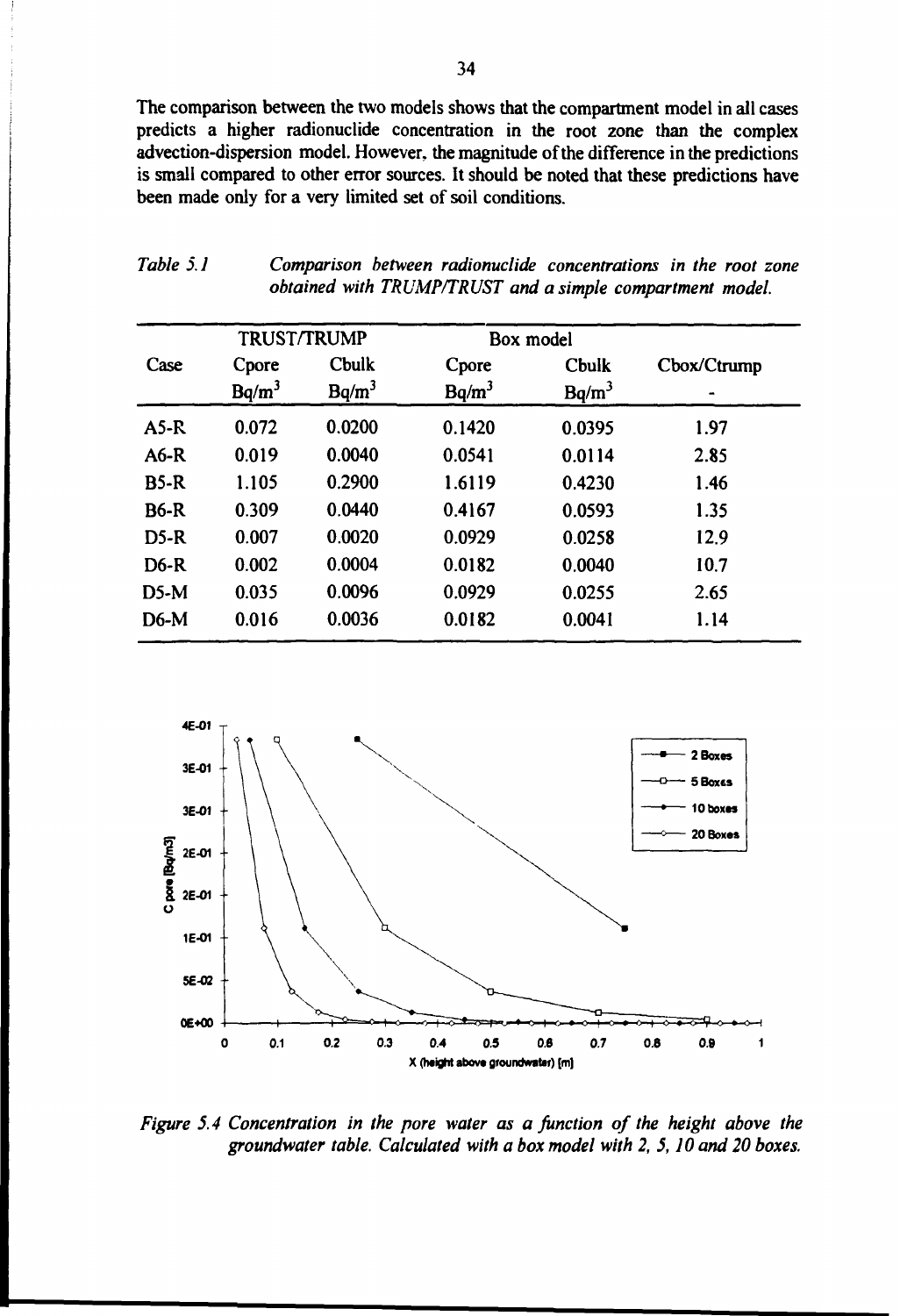The comparison between the two models shows that the compartment model in all cases predicts a higher radionuclide concentration in the root zone than the complex advection-dispersion model. However, the magnitude of the difference in the predictions is small compared to other error sources. It should be noted that these predictions have been made only for a very limited set of soil conditions.

*Table 5.1 Comparison between radionuclide concentrations in the root zone obtained with TRUMP/TRUST and a simple compartment model.*

| | TRUST/TRUMP | | Box model | | |
|---|---|---|---|---|---|
| Case | Cpore $Bq/m^3$ | Cbulk $Bq/m^3$ | Cpore $Bq/m^3$ | Cbulk $Bq/m^3$ | Cbox/Ctrump - |
| A5-R | 0.072 | 0.0200 | 0.1420 | 0.0395 | 1.97 |
| A6-R | 0.019 | 0.0040 | 0.0541 | 0.0114 | 2.85 |
| B5-R | 1.105 | 0.2900 | 1.6119 | 0.4230 | 1.46 |
| B6-R | 0.309 | 0.0440 | 0.4167 | 0.0593 | 1.35 |
| D5-R | 0.007 | 0.0020 | 0.0929 | 0.0258 | 12.9 |
| D6-R | 0.002 | 0.0004 | 0.0182 | 0.0040 | 10.7 |
| D5-M | 0.035 | 0.0096 | 0.0929 | 0.0255 | 2.65 |
| D6-M | 0.016 | 0.0036 | 0.0182 | 0.0041 | 1.14 |

*Figure 5.4 Concentration in the pore water as a function of the height above the groundwater table. Calculated with a box model with 2, 5, 10 and 20 boxes.*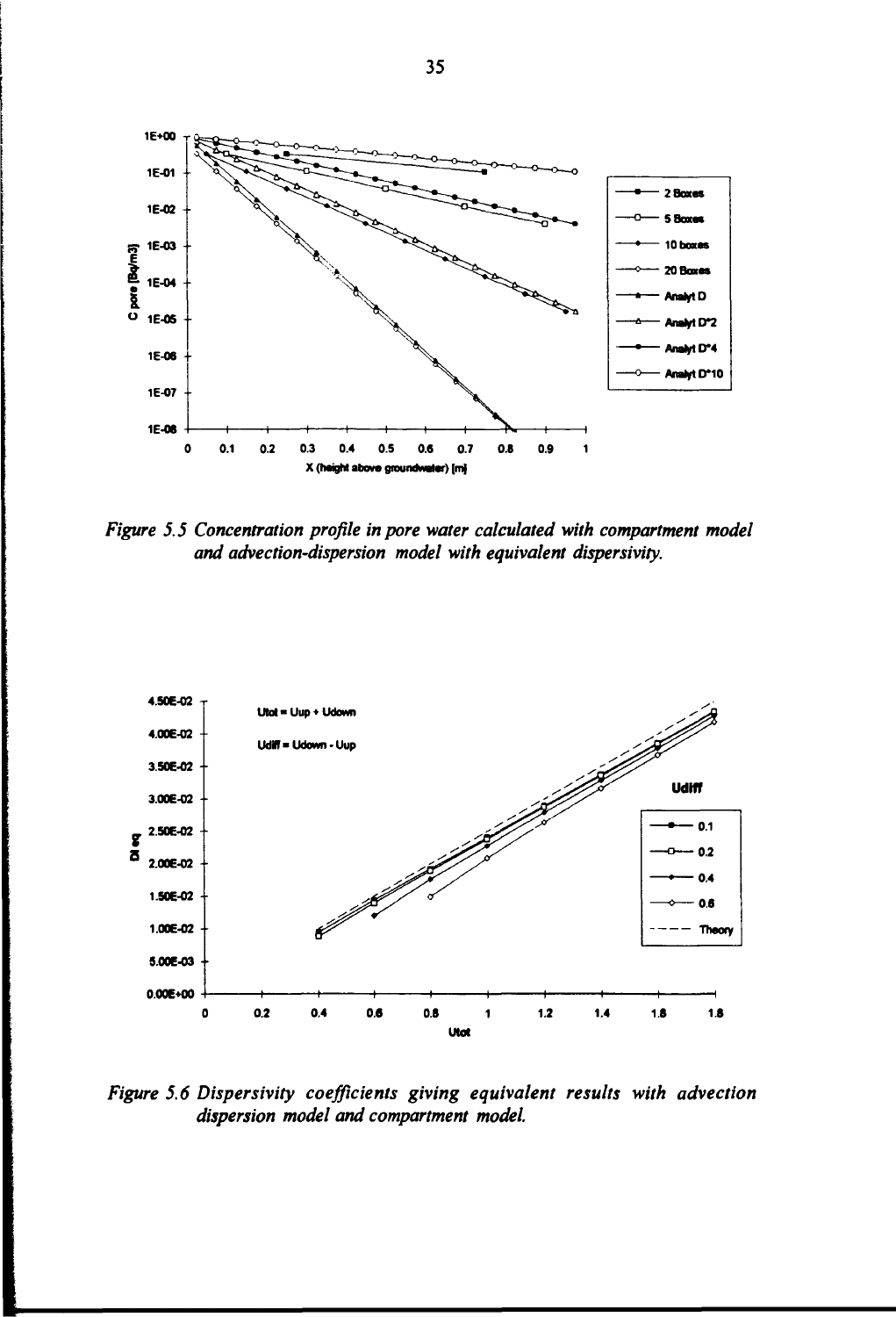*Figure 5.5 Concentration profile in pore water calculated with compartment model and advection-dispersion model with equivalent dispersivity.*

*Figure 5.6 Dispersivity coefficients giving equivalent results with advection dispersion model and compartment model.*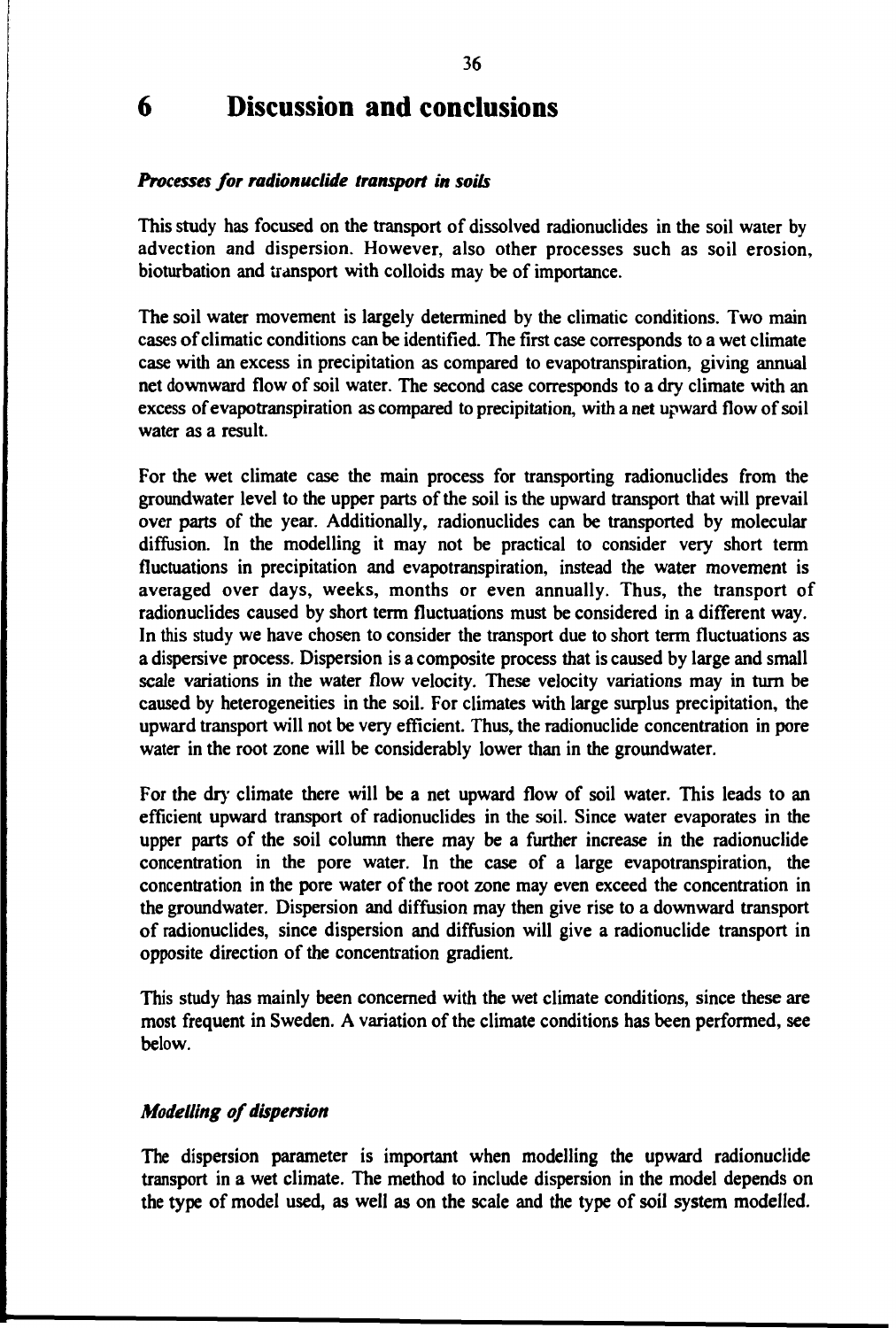# 6 Discussion and conclusions

***Processes for radionuclide transport in soils***

This study has focused on the transport of dissolved radionuclides in the soil water by advection and dispersion. However, also other processes such as soil erosion, bioturbation and transport with colloids may be of importance.

The soil water movement is largely determined by the climatic conditions. Two main cases of climatic conditions can be identified. The first case corresponds to a wet climate case with an excess in precipitation as compared to evapotranspiration, giving annual net downward flow of soil water. The second case corresponds to a dry climate with an excess of evapotranspiration as compared to precipitation, with a net upward flow of soil water as a result.

For the wet climate case the main process for transporting radionuclides from the groundwater level to the upper parts of the soil is the upward transport that will prevail over parts of the year. Additionally, radionuclides can be transported by molecular diffusion. In the modelling it may not be practical to consider very short term fluctuations in precipitation and evapotranspiration, instead the water movement is averaged over days, weeks, months or even annually. Thus, the transport of radionuclides caused by short term fluctuations must be considered in a different way. In this study we have chosen to consider the transport due to short term fluctuations as a dispersive process. Dispersion is a composite process that is caused by large and small scale variations in the water flow velocity. These velocity variations may in turn be caused by heterogeneities in the soil. For climates with large surplus precipitation, the upward transport will not be very efficient. Thus, the radionuclide concentration in pore water in the root zone will be considerably lower than in the groundwater.

For the dry climate there will be a net upward flow of soil water. This leads to an efficient upward transport of radionuclides in the soil. Since water evaporates in the upper parts of the soil column there may be a further increase in the radionuclide concentration in the pore water. In the case of a large evapotranspiration, the concentration in the pore water of the root zone may even exceed the concentration in the groundwater. Dispersion and diffusion may then give rise to a downward transport of radionuclides, since dispersion and diffusion will give a radionuclide transport in opposite direction of the concentration gradient.

This study has mainly been concerned with the wet climate conditions, since these are most frequent in Sweden. A variation of the climate conditions has been performed, see below.

***Modelling of dispersion***

The dispersion parameter is important when modelling the upward radionuclide transport in a wet climate. The method to include dispersion in the model depends on the type of model used, as well as on the scale and the type of soil system modelled.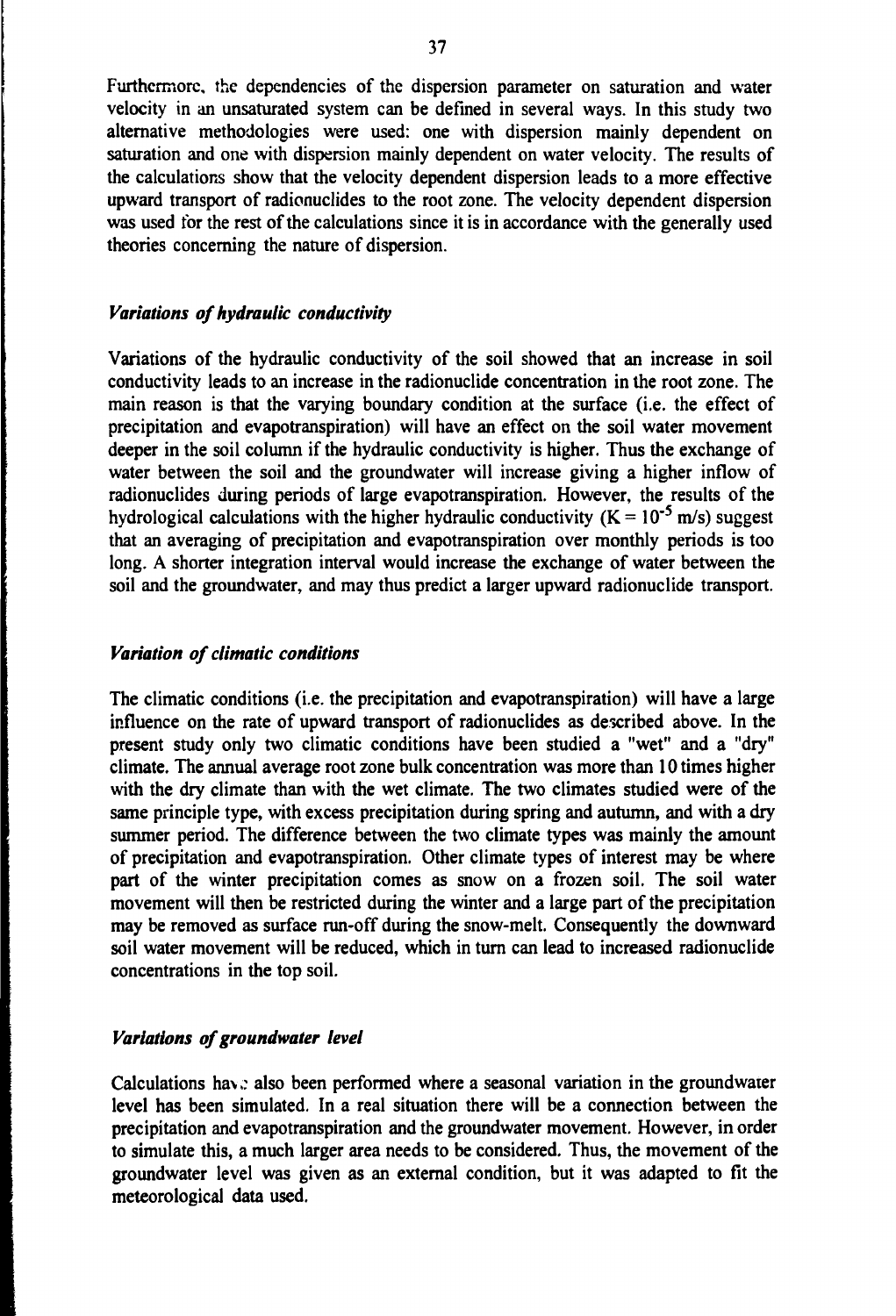Furthermore, the dependencies of the dispersion parameter on saturation and water velocity in an unsaturated system can be defined in several ways. In this study two alternative methodologies were used: one with dispersion mainly dependent on saturation and one with dispersion mainly dependent on water velocity. The results of the calculations show that the velocity dependent dispersion leads to a more effective upward transport of radionuclides to the root zone. The velocity dependent dispersion was used for the rest of the calculations since it is in accordance with the generally used theories concerning the nature of dispersion.

### *Variations of hydraulic conductivity*

Variations of the hydraulic conductivity of the soil showed that an increase in soil conductivity leads to an increase in the radionuclide concentration in the root zone. The main reason is that the varying boundary condition at the surface (i.e. the effect of precipitation and evapotranspiration) will have an effect on the soil water movement deeper in the soil column if the hydraulic conductivity is higher. Thus the exchange of water between the soil and the groundwater will increase giving a higher inflow of radionuclides during periods of large evapotranspiration. However, the results of the hydrological calculations with the higher hydraulic conductivity ($K = 10^{-5}$ m/s) suggest that an averaging of precipitation and evapotranspiration over monthly periods is too long. A shorter integration interval would increase the exchange of water between the soil and the groundwater, and may thus predict a larger upward radionuclide transport.

### *Variation of climatic conditions*

The climatic conditions (i.e. the precipitation and evapotranspiration) will have a large influence on the rate of upward transport of radionuclides as described above. In the present study only two climatic conditions have been studied a "wet" and a "dry" climate. The annual average root zone bulk concentration was more than 10 times higher with the dry climate than with the wet climate. The two climates studied were of the same principle type, with excess precipitation during spring and autumn, and with a dry summer period. The difference between the two climate types was mainly the amount of precipitation and evapotranspiration. Other climate types of interest may be where part of the winter precipitation comes as snow on a frozen soil. The soil water movement will then be restricted during the winter and a large part of the precipitation may be removed as surface run-off during the snow-melt. Consequently the downward soil water movement will be reduced, which in turn can lead to increased radionuclide concentrations in the top soil.

### *Variations of groundwater level*

Calculations have also been performed where a seasonal variation in the groundwater level has been simulated. In a real situation there will be a connection between the precipitation and evapotranspiration and the groundwater movement. However, in order to simulate this, a much larger area needs to be considered. Thus, the movement of the groundwater level was given as an external condition, but it was adapted to fit the meteorological data used.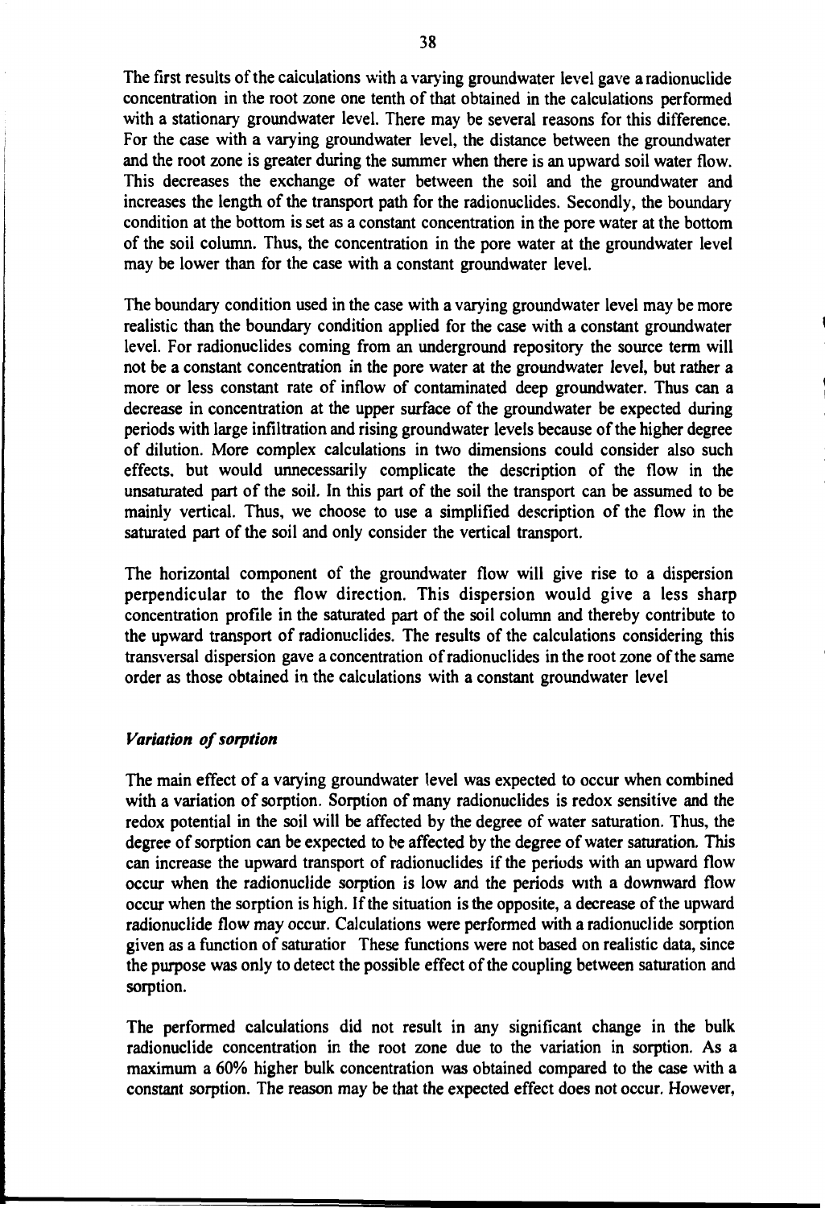The first results of the calculations with a varying groundwater level gave a radionuclide concentration in the root zone one tenth of that obtained in the calculations performed with a stationary groundwater level. There may be several reasons for this difference. For the case with a varying groundwater level, the distance between the groundwater and the root zone is greater during the summer when there is an upward soil water flow. This decreases the exchange of water between the soil and the groundwater and increases the length of the transport path for the radionuclides. Secondly, the boundary condition at the bottom is set as a constant concentration in the pore water at the bottom of the soil column. Thus, the concentration in the pore water at the groundwater level may be lower than for the case with a constant groundwater level.

The boundary condition used in the case with a varying groundwater level may be more realistic than the boundary condition applied for the case with a constant groundwater level. For radionuclides coming from an underground repository the source term will not be a constant concentration in the pore water at the groundwater level, but rather a more or less constant rate of inflow of contaminated deep groundwater. Thus can a decrease in concentration at the upper surface of the groundwater be expected during periods with large infiltration and rising groundwater levels because of the higher degree of dilution. More complex calculations in two dimensions could consider also such effects, but would unnecessarily complicate the description of the flow in the unsaturated part of the soil. In this part of the soil the transport can be assumed to be mainly vertical. Thus, we choose to use a simplified description of the flow in the saturated part of the soil and only consider the vertical transport.

The horizontal component of the groundwater flow will give rise to a dispersion perpendicular to the flow direction. This dispersion would give a less sharp concentration profile in the saturated part of the soil column and thereby contribute to the upward transport of radionuclides. The results of the calculations considering this transversal dispersion gave a concentration of radionuclides in the root zone of the same order as those obtained in the calculations with a constant groundwater level

### *Variation of sorption*

The main effect of a varying groundwater level was expected to occur when combined with a variation of sorption. Sorption of many radionuclides is redox sensitive and the redox potential in the soil will be affected by the degree of water saturation. Thus, the degree of sorption can be expected to be affected by the degree of water saturation. This can increase the upward transport of radionuclides if the periods with an upward flow occur when the radionuclide sorption is low and the periods with a downward flow occur when the sorption is high. If the situation is the opposite, a decrease of the upward radionuclide flow may occur. Calculations were performed with a radionuclide sorption given as a function of saturatior These functions were not based on realistic data, since the purpose was only to detect the possible effect of the coupling between saturation and sorption.

The performed calculations did not result in any significant change in the bulk radionuclide concentration in the root zone due to the variation in sorption. As a maximum a 60% higher bulk concentration was obtained compared to the case with a constant sorption. The reason may be that the expected effect does not occur. However,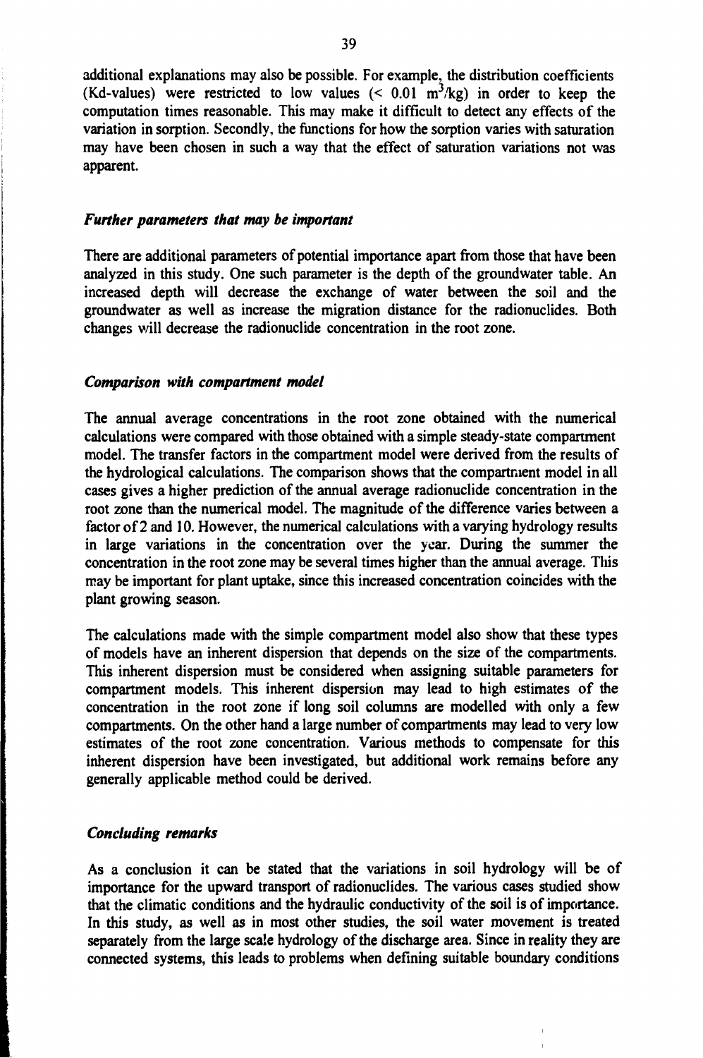additional explanations may also be possible. For example, the distribution coefficients (Kd-values) were restricted to low values (< 0.01 $m^3/kg$) in order to keep the computation times reasonable. This may make it difficult to detect any effects of the variation in sorption. Secondly, the functions for how the sorption varies with saturation may have been chosen in such a way that the effect of saturation variations not was apparent.

### *Further parameters that may be important*

There are additional parameters of potential importance apart from those that have been analyzed in this study. One such parameter is the depth of the groundwater table. An increased depth will decrease the exchange of water between the soil and the groundwater as well as increase the migration distance for the radionuclides. Both changes will decrease the radionuclide concentration in the root zone.

### *Comparison with compartment model*

The annual average concentrations in the root zone obtained with the numerical calculations were compared with those obtained with a simple steady-state compartment model. The transfer factors in the compartment model were derived from the results of the hydrological calculations. The comparison shows that the compartment model in all cases gives a higher prediction of the annual average radionuclide concentration in the root zone than the numerical model. The magnitude of the difference varies between a factor of 2 and 10. However, the numerical calculations with a varying hydrology results in large variations in the concentration over the year. During the summer the concentration in the root zone may be several times higher than the annual average. This may be important for plant uptake, since this increased concentration coincides with the plant growing season.

The calculations made with the simple compartment model also show that these types of models have an inherent dispersion that depends on the size of the compartments. This inherent dispersion must be considered when assigning suitable parameters for compartment models. This inherent dispersion may lead to high estimates of the concentration in the root zone if long soil columns are modelled with only a few compartments. On the other hand a large number of compartments may lead to very low estimates of the root zone concentration. Various methods to compensate for this inherent dispersion have been investigated, but additional work remains before any generally applicable method could be derived.

### *Concluding remarks*

As a conclusion it can be stated that the variations in soil hydrology will be of importance for the upward transport of radionuclides. The various cases studied show that the climatic conditions and the hydraulic conductivity of the soil is of importance. In this study, as well as in most other studies, the soil water movement is treated separately from the large scale hydrology of the discharge area. Since in reality they are connected systems, this leads to problems when defining suitable boundary conditions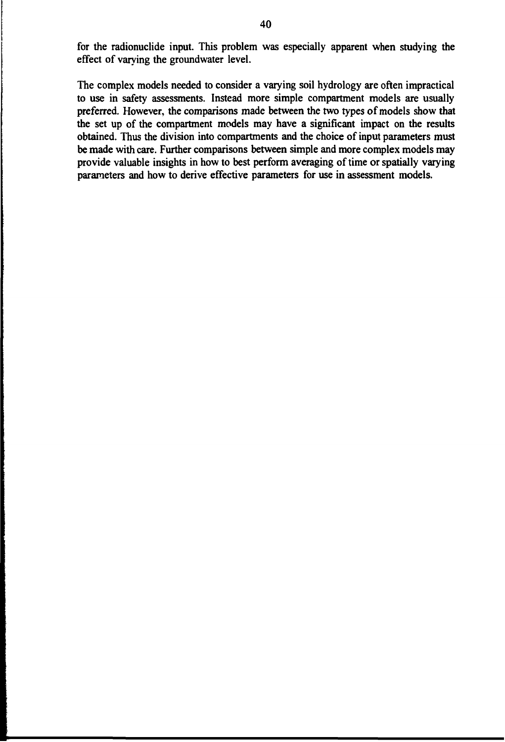for the radionuclide input. This problem was especially apparent when studying the effect of varying the groundwater level.

The complex models needed to consider a varying soil hydrology are often impractical to use in safety assessments. Instead more simple compartment models are usually preferred. However, the comparisons made between the two types of models show that the set up of the compartment models may have a significant impact on the results obtained. Thus the division into compartments and the choice of input parameters must be made with care. Further comparisons between simple and more complex models may provide valuable insights in how to best perform averaging of time or spatially varying parameters and how to derive effective parameters for use in assessment models.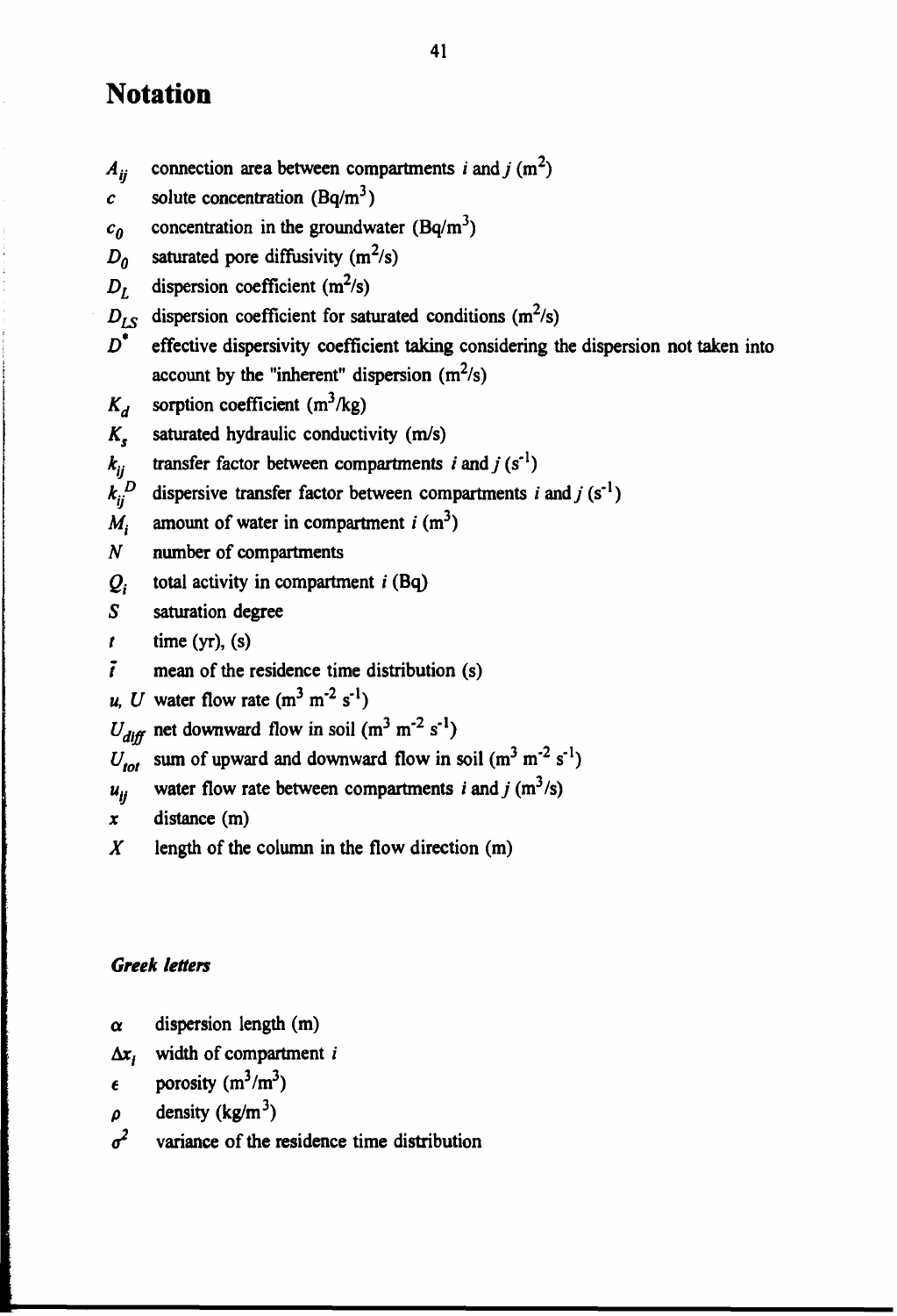# Notation

$A_{ij}$ connection area between compartments $i$ and $j$ ($m^2$)

$c$ solute concentration ($Bq/m^3$)

$c_0$ concentration in the groundwater ($Bq/m^3$)

$D_0$ saturated pore diffusivity ($m^2/s$)

$D_L$ dispersion coefficient ($m^2/s$)

$D_{LS}$ dispersion coefficient for saturated conditions ($m^2/s$)

$D^*$ effective dispersivity coefficient taking considering the dispersion not taken into account by the "inherent" dispersion ($m^2/s$)

$K_d$ sorption coefficient ($m^3/kg$)

$K_s$ saturated hydraulic conductivity ($m/s$)

$k_{ij}$ transfer factor between compartments $i$ and $j$ ($s^{-1}$)

$k_{ij}^D$ dispersive transfer factor between compartments $i$ and $j$ ($s^{-1}$)

$M_i$ amount of water in compartment $i$ ($m^3$)

$N$ number of compartments

$Q_i$ total activity in compartment $i$ (Bq)

$S$ saturation degree

$t$ time (yr), (s)

$\bar{t}$ mean of the residence time distribution (s)

$u$, $U$ water flow rate ($m^3\ m^{-2}\ s^{-1}$)

$U_{diff}$ net downward flow in soil ($m^3\ m^{-2}\ s^{-1}$)

$U_{tot}$ sum of upward and downward flow in soil ($m^3\ m^{-2}\ s^{-1}$)

$u_{ij}$ water flow rate between compartments $i$ and $j$ ($m^3/s$)

$x$ distance (m)

$X$ length of the column in the flow direction (m)

### *Greek letters*

$\alpha$ dispersion length (m)

$\Delta x_i$ width of compartment $i$

$\epsilon$ porosity ($m^3/m^3$)

$\rho$ density ($kg/m^3$)

$\sigma^2$ variance of the residence time distribution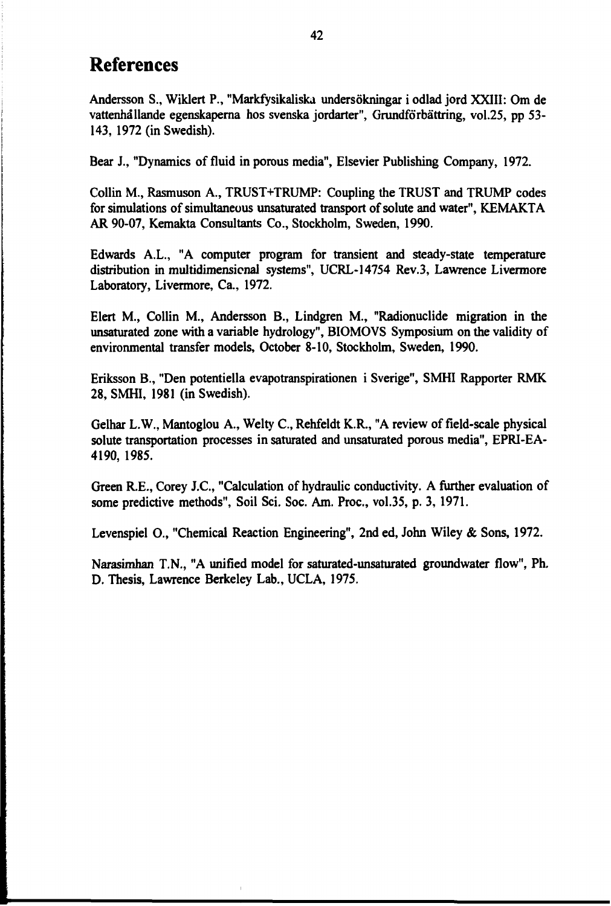# References

Andersson S., Wiklert P., "Markfysikaliska undersökningar i odlad jord XXIII: Om de vattenhållande egenskaperna hos svenska jordarter", Grundförbättring, vol.25, pp 53-143, 1972 (in Swedish).

Bear J., "Dynamics of fluid in porous media", Elsevier Publishing Company, 1972.

Collin M., Rasmuson A., TRUST+TRUMP: Coupling the TRUST and TRUMP codes for simulations of simultaneous unsaturated transport of solute and water", KEMAKTA AR 90-07, Kemakta Consultants Co., Stockholm, Sweden, 1990.

Edwards A.L., "A computer program for transient and steady-state temperature distribution in multidimensional systems", UCRL-14754 Rev.3, Lawrence Livermore Laboratory, Livermore, Ca., 1972.

Elert M., Collin M., Andersson B., Lindgren M., "Radionuclide migration in the unsaturated zone with a variable hydrology", BIOMOVS Symposium on the validity of environmental transfer models, October 8-10, Stockholm, Sweden, 1990.

Eriksson B., "Den potentiella evapotranspirationen i Sverige", SMHI Rapporter RMK 28, SMHI, 1981 (in Swedish).

Gelhar L.W., Mantoglou A., Welty C., Rehfeldt K.R., "A review of field-scale physical solute transportation processes in saturated and unsaturated porous media", EPRI-EA-4190, 1985.

Green R.E., Corey J.C., "Calculation of hydraulic conductivity. A further evaluation of some predictive methods", Soil Sci. Soc. Am. Proc., vol.35, p. 3, 1971.

Levenspiel O., "Chemical Reaction Engineering", 2nd ed, John Wiley & Sons, 1972.

Narasimhan T.N., "A unified model for saturated-unsaturated groundwater flow", Ph. D. Thesis, Lawrence Berkeley Lab., UCLA, 1975.